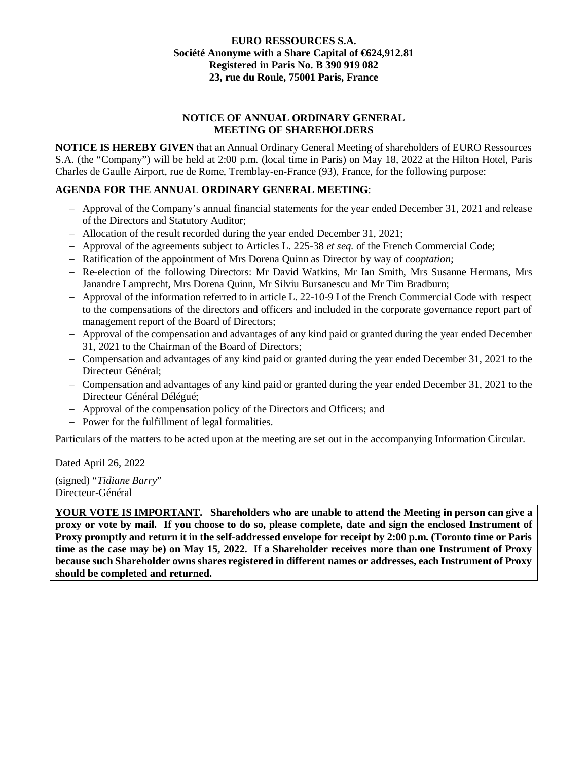**EURO RESSOURCES S.A.**
**Société Anonyme with a Share Capital of €624,912.81**
**Registered in Paris No. B 390 919 082**
**23, rue du Roule, 75001 Paris, France**

## NOTICE OF ANNUAL ORDINARY GENERAL MEETING OF SHAREHOLDERS

**NOTICE IS HEREBY GIVEN** that an Annual Ordinary General Meeting of shareholders of EURO Ressources S.A. (the "Company") will be held at 2:00 p.m. (local time in Paris) on May 18, 2022 at the Hilton Hotel, Paris Charles de Gaulle Airport, rue de Rome, Tremblay-en-France (93), France, for the following purpose:

**AGENDA FOR THE ANNUAL ORDINARY GENERAL MEETING**:

- Approval of the Company's annual financial statements for the year ended December 31, 2021 and release of the Directors and Statutory Auditor;
- Allocation of the result recorded during the year ended December 31, 2021;
- Approval of the agreements subject to Articles L. 225-38 *et seq.* of the French Commercial Code;
- Ratification of the appointment of Mrs Dorena Quinn as Director by way of *cooptation*;
- Re-election of the following Directors: Mr David Watkins, Mr Ian Smith, Mrs Susanne Hermans, Mrs Janandre Lamprecht, Mrs Dorena Quinn, Mr Silviu Bursanescu and Mr Tim Bradburn;
- Approval of the information referred to in article L. 22-10-9 I of the French Commercial Code with respect to the compensations of the directors and officers and included in the corporate governance report part of management report of the Board of Directors;
- Approval of the compensation and advantages of any kind paid or granted during the year ended December 31, 2021 to the Chairman of the Board of Directors;
- Compensation and advantages of any kind paid or granted during the year ended December 31, 2021 to the Directeur Général;
- Compensation and advantages of any kind paid or granted during the year ended December 31, 2021 to the Directeur Général Délégué;
- Approval of the compensation policy of the Directors and Officers; and
- Power for the fulfillment of legal formalities.

Particulars of the matters to be acted upon at the meeting are set out in the accompanying Information Circular.

Dated April 26, 2022

(signed) "*Tidiane Barry*"
Directeur-Général

**<u>YOUR VOTE IS IMPORTANT</u>. Shareholders who are unable to attend the Meeting in person can give a proxy or vote by mail. If you choose to do so, please complete, date and sign the enclosed Instrument of Proxy promptly and return it in the self-addressed envelope for receipt by 2:00 p.m. (Toronto time or Paris time as the case may be) on May 15, 2022. If a Shareholder receives more than one Instrument of Proxy because such Shareholder owns shares registered in different names or addresses, each Instrument of Proxy should be completed and returned.**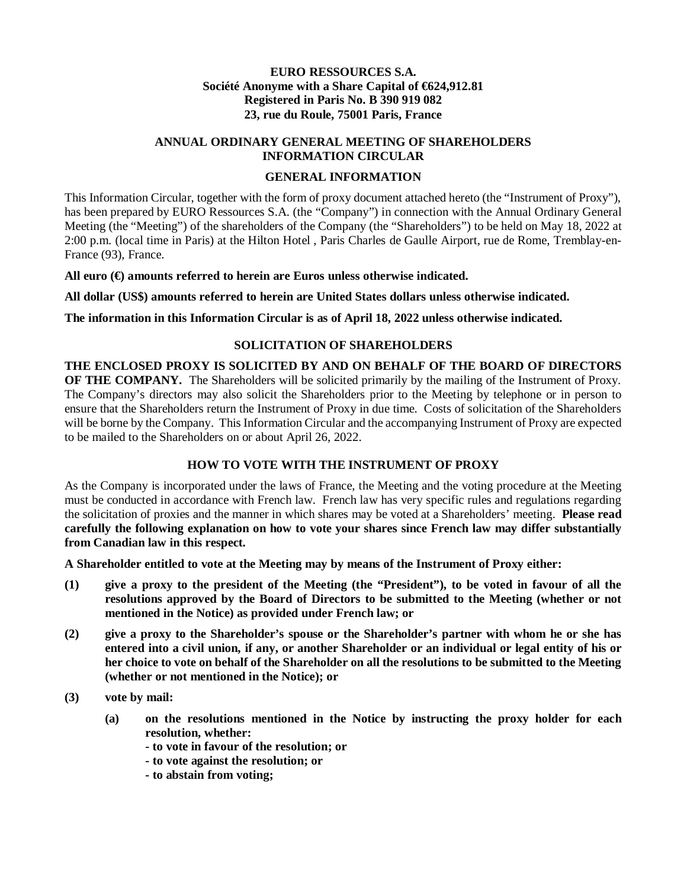**EURO RESSOURCES S.A.**
**Société Anonyme with a Share Capital of €624,912.81**
**Registered in Paris No. B 390 919 082**
**23, rue du Roule, 75001 Paris, France**

## ANNUAL ORDINARY GENERAL MEETING OF SHAREHOLDERS INFORMATION CIRCULAR

## GENERAL INFORMATION

This Information Circular, together with the form of proxy document attached hereto (the "Instrument of Proxy"), has been prepared by EURO Ressources S.A. (the "Company") in connection with the Annual Ordinary General Meeting (the "Meeting") of the shareholders of the Company (the "Shareholders") to be held on May 18, 2022 at 2:00 p.m. (local time in Paris) at the Hilton Hotel , Paris Charles de Gaulle Airport, rue de Rome, Tremblay-en-France (93), France.

**All euro (€) amounts referred to herein are Euros unless otherwise indicated.**

**All dollar (US$) amounts referred to herein are United States dollars unless otherwise indicated.**

**The information in this Information Circular is as of April 18, 2022 unless otherwise indicated.**

## SOLICITATION OF SHAREHOLDERS

**THE ENCLOSED PROXY IS SOLICITED BY AND ON BEHALF OF THE BOARD OF DIRECTORS OF THE COMPANY.** The Shareholders will be solicited primarily by the mailing of the Instrument of Proxy. The Company's directors may also solicit the Shareholders prior to the Meeting by telephone or in person to ensure that the Shareholders return the Instrument of Proxy in due time. Costs of solicitation of the Shareholders will be borne by the Company. This Information Circular and the accompanying Instrument of Proxy are expected to be mailed to the Shareholders on or about April 26, 2022.

## HOW TO VOTE WITH THE INSTRUMENT OF PROXY

As the Company is incorporated under the laws of France, the Meeting and the voting procedure at the Meeting must be conducted in accordance with French law. French law has very specific rules and regulations regarding the solicitation of proxies and the manner in which shares may be voted at a Shareholders' meeting. **Please read carefully the following explanation on how to vote your shares since French law may differ substantially from Canadian law in this respect.**

**A Shareholder entitled to vote at the Meeting may by means of the Instrument of Proxy either:**

**(1) give a proxy to the president of the Meeting (the "President"), to be voted in favour of all the resolutions approved by the Board of Directors to be submitted to the Meeting (whether or not mentioned in the Notice) as provided under French law; or**

**(2) give a proxy to the Shareholder's spouse or the Shareholder's partner with whom he or she has entered into a civil union, if any, or another Shareholder or an individual or legal entity of his or her choice to vote on behalf of the Shareholder on all the resolutions to be submitted to the Meeting (whether or not mentioned in the Notice); or**

**(3) vote by mail:**

**(a) on the resolutions mentioned in the Notice by instructing the proxy holder for each resolution, whether:**
**- to vote in favour of the resolution; or**
**- to vote against the resolution; or**
**- to abstain from voting;**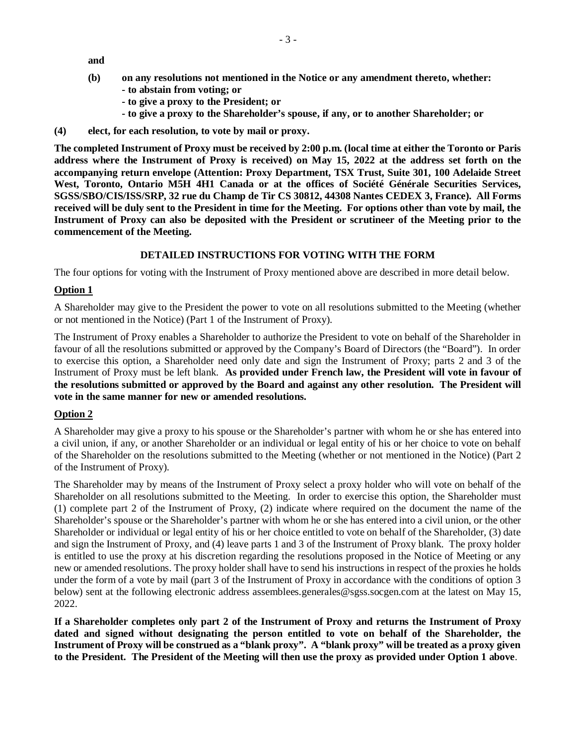**and**

**(b) on any resolutions not mentioned in the Notice or any amendment thereto, whether:**
- **to abstain from voting; or**
- **to give a proxy to the President; or**
- **to give a proxy to the Shareholder's spouse, if any, or to another Shareholder; or**

**(4) elect, for each resolution, to vote by mail or proxy.**

**The completed Instrument of Proxy must be received by 2:00 p.m. (local time at either the Toronto or Paris address where the Instrument of Proxy is received) on May 15, 2022 at the address set forth on the accompanying return envelope (Attention: Proxy Department, TSX Trust, Suite 301, 100 Adelaide Street West, Toronto, Ontario M5H 4H1 Canada or at the offices of Société Générale Securities Services, SGSS/SBO/CIS/ISS/SRP, 32 rue du Champ de Tir CS 30812, 44308 Nantes CEDEX 3, France). All Forms received will be duly sent to the President in time for the Meeting. For options other than vote by mail, the Instrument of Proxy can also be deposited with the President or scrutineer of the Meeting prior to the commencement of the Meeting.**

## DETAILED INSTRUCTIONS FOR VOTING WITH THE FORM

The four options for voting with the Instrument of Proxy mentioned above are described in more detail below.

### Option 1

A Shareholder may give to the President the power to vote on all resolutions submitted to the Meeting (whether or not mentioned in the Notice) (Part 1 of the Instrument of Proxy).

The Instrument of Proxy enables a Shareholder to authorize the President to vote on behalf of the Shareholder in favour of all the resolutions submitted or approved by the Company's Board of Directors (the "Board"). In order to exercise this option, a Shareholder need only date and sign the Instrument of Proxy; parts 2 and 3 of the Instrument of Proxy must be left blank. **As provided under French law, the President will vote in favour of the resolutions submitted or approved by the Board and against any other resolution. The President will vote in the same manner for new or amended resolutions.**

### Option 2

A Shareholder may give a proxy to his spouse or the Shareholder's partner with whom he or she has entered into a civil union, if any, or another Shareholder or an individual or legal entity of his or her choice to vote on behalf of the Shareholder on the resolutions submitted to the Meeting (whether or not mentioned in the Notice) (Part 2 of the Instrument of Proxy).

The Shareholder may by means of the Instrument of Proxy select a proxy holder who will vote on behalf of the Shareholder on all resolutions submitted to the Meeting. In order to exercise this option, the Shareholder must (1) complete part 2 of the Instrument of Proxy, (2) indicate where required on the document the name of the Shareholder's spouse or the Shareholder's partner with whom he or she has entered into a civil union, or the other Shareholder or individual or legal entity of his or her choice entitled to vote on behalf of the Shareholder, (3) date and sign the Instrument of Proxy, and (4) leave parts 1 and 3 of the Instrument of Proxy blank. The proxy holder is entitled to use the proxy at his discretion regarding the resolutions proposed in the Notice of Meeting or any new or amended resolutions. The proxy holder shall have to send his instructions in respect of the proxies he holds under the form of a vote by mail (part 3 of the Instrument of Proxy in accordance with the conditions of option 3 below) sent at the following electronic address assemblees.generales@sgss.socgen.com at the latest on May 15, 2022.

**If a Shareholder completes only part 2 of the Instrument of Proxy and returns the Instrument of Proxy dated and signed without designating the person entitled to vote on behalf of the Shareholder, the Instrument of Proxy will be construed as a "blank proxy". A "blank proxy" will be treated as a proxy given to the President. The President of the Meeting will then use the proxy as provided under Option 1 above**.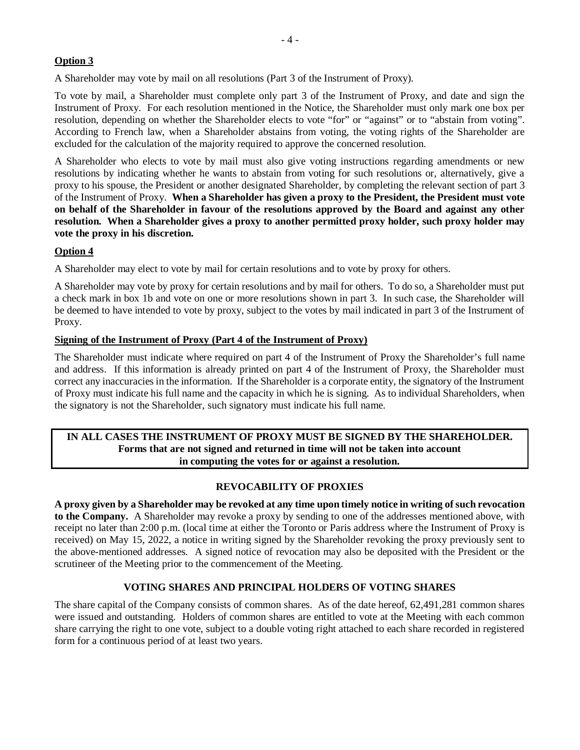**Option 3**

A Shareholder may vote by mail on all resolutions (Part 3 of the Instrument of Proxy).

To vote by mail, a Shareholder must complete only part 3 of the Instrument of Proxy, and date and sign the Instrument of Proxy. For each resolution mentioned in the Notice, the Shareholder must only mark one box per resolution, depending on whether the Shareholder elects to vote "for" or "against" or to "abstain from voting". According to French law, when a Shareholder abstains from voting, the voting rights of the Shareholder are excluded for the calculation of the majority required to approve the concerned resolution.

A Shareholder who elects to vote by mail must also give voting instructions regarding amendments or new resolutions by indicating whether he wants to abstain from voting for such resolutions or, alternatively, give a proxy to his spouse, the President or another designated Shareholder, by completing the relevant section of part 3 of the Instrument of Proxy. **When a Shareholder has given a proxy to the President, the President must vote on behalf of the Shareholder in favour of the resolutions approved by the Board and against any other resolution. When a Shareholder gives a proxy to another permitted proxy holder, such proxy holder may vote the proxy in his discretion.**

**Option 4**

A Shareholder may elect to vote by mail for certain resolutions and to vote by proxy for others.

A Shareholder may vote by proxy for certain resolutions and by mail for others. To do so, a Shareholder must put a check mark in box 1b and vote on one or more resolutions shown in part 3. In such case, the Shareholder will be deemed to have intended to vote by proxy, subject to the votes by mail indicated in part 3 of the Instrument of Proxy.

**Signing of the Instrument of Proxy (Part 4 of the Instrument of Proxy)**

The Shareholder must indicate where required on part 4 of the Instrument of Proxy the Shareholder's full name and address. If this information is already printed on part 4 of the Instrument of Proxy, the Shareholder must correct any inaccuracies in the information. If the Shareholder is a corporate entity, the signatory of the Instrument of Proxy must indicate his full name and the capacity in which he is signing. As to individual Shareholders, when the signatory is not the Shareholder, such signatory must indicate his full name.

**IN ALL CASES THE INSTRUMENT OF PROXY MUST BE SIGNED BY THE SHAREHOLDER. Forms that are not signed and returned in time will not be taken into account in computing the votes for or against a resolution.**

## REVOCABILITY OF PROXIES

**A proxy given by a Shareholder may be revoked at any time upon timely notice in writing of such revocation to the Company.** A Shareholder may revoke a proxy by sending to one of the addresses mentioned above, with receipt no later than 2:00 p.m. (local time at either the Toronto or Paris address where the Instrument of Proxy is received) on May 15, 2022, a notice in writing signed by the Shareholder revoking the proxy previously sent to the above-mentioned addresses. A signed notice of revocation may also be deposited with the President or the scrutineer of the Meeting prior to the commencement of the Meeting.

## VOTING SHARES AND PRINCIPAL HOLDERS OF VOTING SHARES

The share capital of the Company consists of common shares. As of the date hereof, 62,491,281 common shares were issued and outstanding. Holders of common shares are entitled to vote at the Meeting with each common share carrying the right to one vote, subject to a double voting right attached to each share recorded in registered form for a continuous period of at least two years.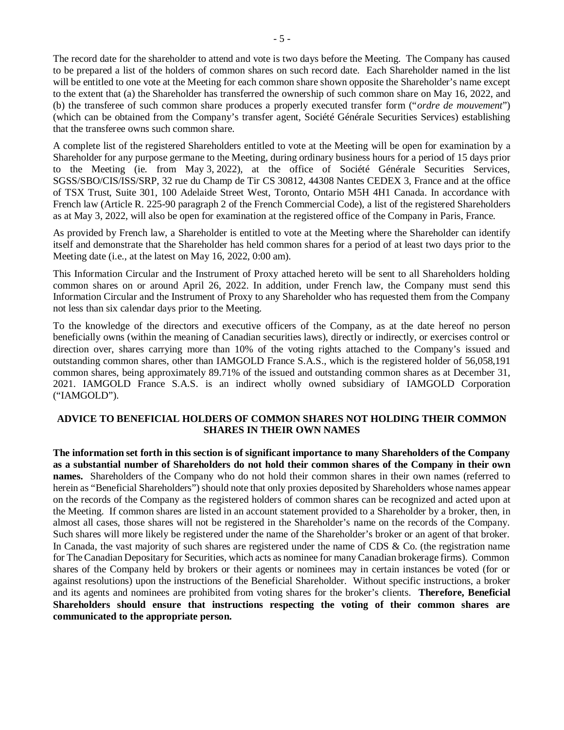The record date for the shareholder to attend and vote is two days before the Meeting. The Company has caused to be prepared a list of the holders of common shares on such record date. Each Shareholder named in the list will be entitled to one vote at the Meeting for each common share shown opposite the Shareholder's name except to the extent that (a) the Shareholder has transferred the ownership of such common share on May 16, 2022, and (b) the transferee of such common share produces a properly executed transfer form ("*ordre de mouvement*") (which can be obtained from the Company's transfer agent, Société Générale Securities Services) establishing that the transferee owns such common share.

A complete list of the registered Shareholders entitled to vote at the Meeting will be open for examination by a Shareholder for any purpose germane to the Meeting, during ordinary business hours for a period of 15 days prior to the Meeting (ie. from May 3, 2022), at the office of Société Générale Securities Services, SGSS/SBO/CIS/ISS/SRP, 32 rue du Champ de Tir CS 30812, 44308 Nantes CEDEX 3, France and at the office of TSX Trust, Suite 301, 100 Adelaide Street West, Toronto, Ontario M5H 4H1 Canada. In accordance with French law (Article R. 225-90 paragraph 2 of the French Commercial Code), a list of the registered Shareholders as at May 3, 2022, will also be open for examination at the registered office of the Company in Paris, France.

As provided by French law, a Shareholder is entitled to vote at the Meeting where the Shareholder can identify itself and demonstrate that the Shareholder has held common shares for a period of at least two days prior to the Meeting date (i.e., at the latest on May 16, 2022, 0:00 am).

This Information Circular and the Instrument of Proxy attached hereto will be sent to all Shareholders holding common shares on or around April 26, 2022. In addition, under French law, the Company must send this Information Circular and the Instrument of Proxy to any Shareholder who has requested them from the Company not less than six calendar days prior to the Meeting.

To the knowledge of the directors and executive officers of the Company, as at the date hereof no person beneficially owns (within the meaning of Canadian securities laws), directly or indirectly, or exercises control or direction over, shares carrying more than 10% of the voting rights attached to the Company's issued and outstanding common shares, other than IAMGOLD France S.A.S., which is the registered holder of 56,058,191 common shares, being approximately 89.71% of the issued and outstanding common shares as at December 31, 2021. IAMGOLD France S.A.S. is an indirect wholly owned subsidiary of IAMGOLD Corporation ("IAMGOLD").

## ADVICE TO BENEFICIAL HOLDERS OF COMMON SHARES NOT HOLDING THEIR COMMON SHARES IN THEIR OWN NAMES

**The information set forth in this section is of significant importance to many Shareholders of the Company as a substantial number of Shareholders do not hold their common shares of the Company in their own names.** Shareholders of the Company who do not hold their common shares in their own names (referred to herein as "Beneficial Shareholders") should note that only proxies deposited by Shareholders whose names appear on the records of the Company as the registered holders of common shares can be recognized and acted upon at the Meeting. If common shares are listed in an account statement provided to a Shareholder by a broker, then, in almost all cases, those shares will not be registered in the Shareholder's name on the records of the Company. Such shares will more likely be registered under the name of the Shareholder's broker or an agent of that broker. In Canada, the vast majority of such shares are registered under the name of CDS & Co. (the registration name for The Canadian Depositary for Securities, which acts as nominee for many Canadian brokerage firms). Common shares of the Company held by brokers or their agents or nominees may in certain instances be voted (for or against resolutions) upon the instructions of the Beneficial Shareholder. Without specific instructions, a broker and its agents and nominees are prohibited from voting shares for the broker's clients. **Therefore, Beneficial Shareholders should ensure that instructions respecting the voting of their common shares are communicated to the appropriate person.**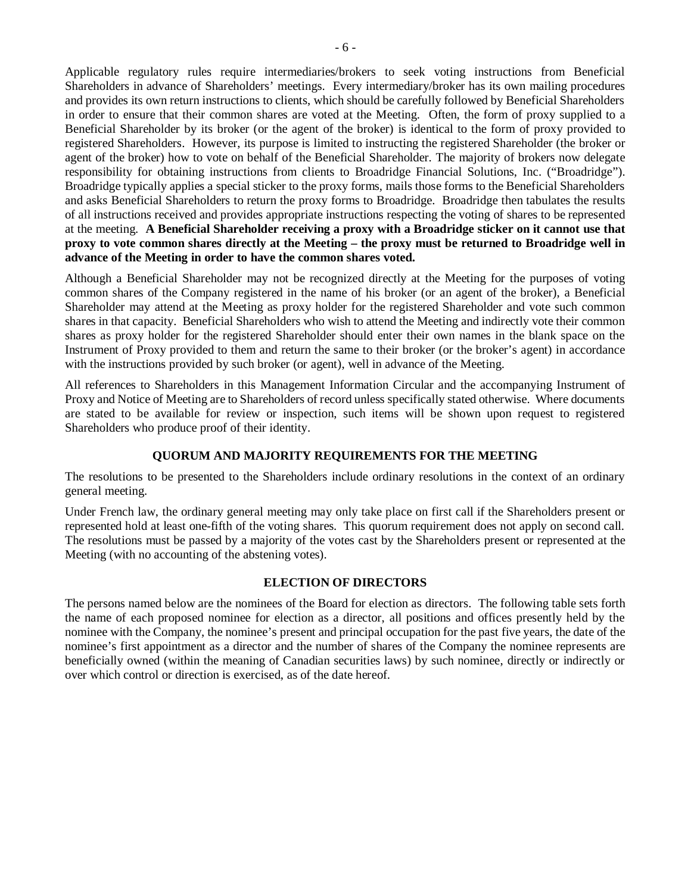Applicable regulatory rules require intermediaries/brokers to seek voting instructions from Beneficial Shareholders in advance of Shareholders' meetings. Every intermediary/broker has its own mailing procedures and provides its own return instructions to clients, which should be carefully followed by Beneficial Shareholders in order to ensure that their common shares are voted at the Meeting. Often, the form of proxy supplied to a Beneficial Shareholder by its broker (or the agent of the broker) is identical to the form of proxy provided to registered Shareholders. However, its purpose is limited to instructing the registered Shareholder (the broker or agent of the broker) how to vote on behalf of the Beneficial Shareholder. The majority of brokers now delegate responsibility for obtaining instructions from clients to Broadridge Financial Solutions, Inc. ("Broadridge"). Broadridge typically applies a special sticker to the proxy forms, mails those forms to the Beneficial Shareholders and asks Beneficial Shareholders to return the proxy forms to Broadridge. Broadridge then tabulates the results of all instructions received and provides appropriate instructions respecting the voting of shares to be represented at the meeting. **A Beneficial Shareholder receiving a proxy with a Broadridge sticker on it cannot use that proxy to vote common shares directly at the Meeting – the proxy must be returned to Broadridge well in advance of the Meeting in order to have the common shares voted.**

Although a Beneficial Shareholder may not be recognized directly at the Meeting for the purposes of voting common shares of the Company registered in the name of his broker (or an agent of the broker), a Beneficial Shareholder may attend at the Meeting as proxy holder for the registered Shareholder and vote such common shares in that capacity. Beneficial Shareholders who wish to attend the Meeting and indirectly vote their common shares as proxy holder for the registered Shareholder should enter their own names in the blank space on the Instrument of Proxy provided to them and return the same to their broker (or the broker's agent) in accordance with the instructions provided by such broker (or agent), well in advance of the Meeting.

All references to Shareholders in this Management Information Circular and the accompanying Instrument of Proxy and Notice of Meeting are to Shareholders of record unless specifically stated otherwise. Where documents are stated to be available for review or inspection, such items will be shown upon request to registered Shareholders who produce proof of their identity.

## QUORUM AND MAJORITY REQUIREMENTS FOR THE MEETING

The resolutions to be presented to the Shareholders include ordinary resolutions in the context of an ordinary general meeting.

Under French law, the ordinary general meeting may only take place on first call if the Shareholders present or represented hold at least one-fifth of the voting shares. This quorum requirement does not apply on second call. The resolutions must be passed by a majority of the votes cast by the Shareholders present or represented at the Meeting (with no accounting of the abstening votes).

## ELECTION OF DIRECTORS

The persons named below are the nominees of the Board for election as directors. The following table sets forth the name of each proposed nominee for election as a director, all positions and offices presently held by the nominee with the Company, the nominee's present and principal occupation for the past five years, the date of the nominee's first appointment as a director and the number of shares of the Company the nominee represents are beneficially owned (within the meaning of Canadian securities laws) by such nominee, directly or indirectly or over which control or direction is exercised, as of the date hereof.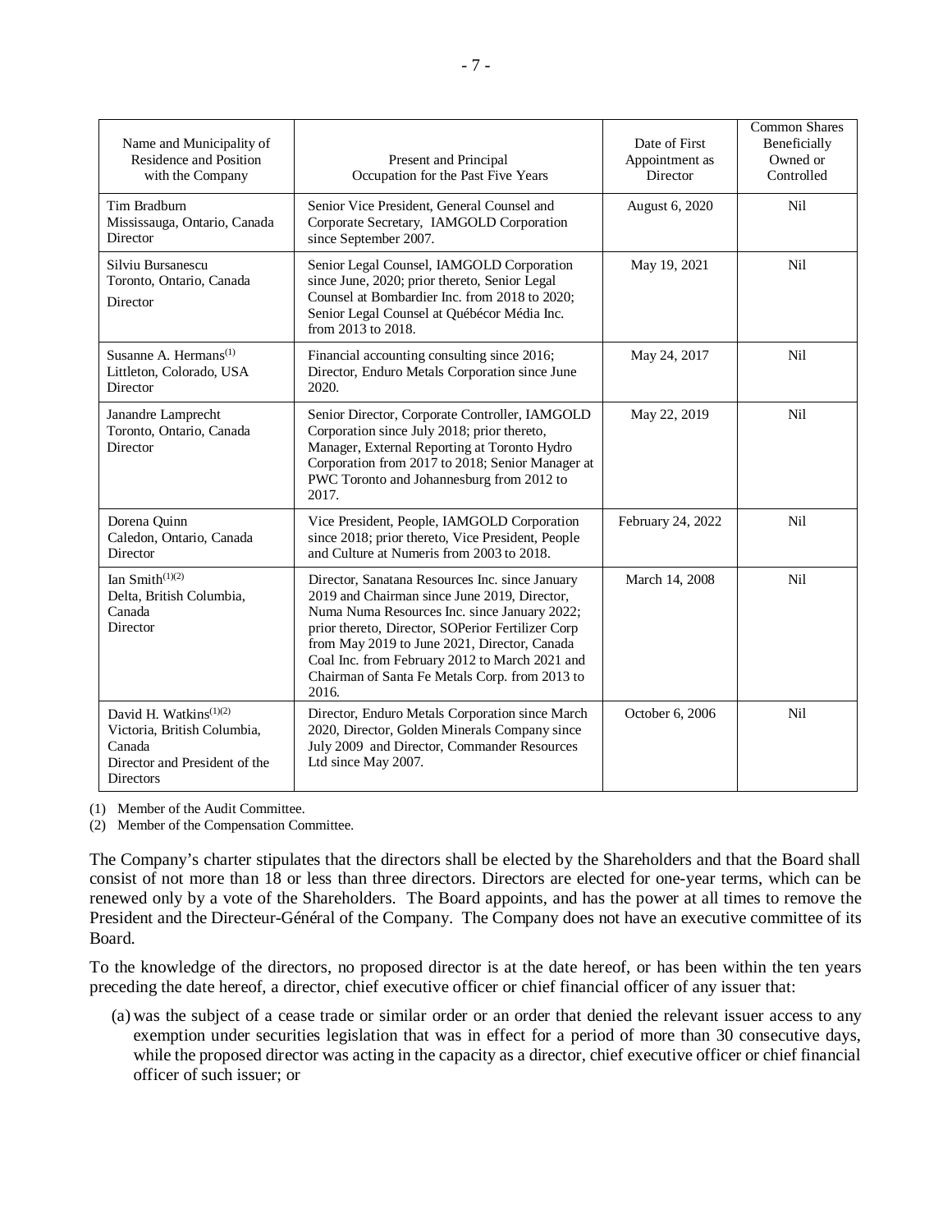| Name and Municipality of Residence and Position with the Company | Present and Principal Occupation for the Past Five Years | Date of First Appointment as Director | Common Shares Beneficially Owned or Controlled |
|---|---|---|---|
| Tim Bradburn<br>Mississauga, Ontario, Canada<br>Director | Senior Vice President, General Counsel and Corporate Secretary, IAMGOLD Corporation since September 2007. | August 6, 2020 | Nil |
| Silviu Bursanescu<br>Toronto, Ontario, Canada<br>Director | Senior Legal Counsel, IAMGOLD Corporation since June, 2020; prior thereto, Senior Legal Counsel at Bombardier Inc. from 2018 to 2020; Senior Legal Counsel at Québécor Média Inc. from 2013 to 2018. | May 19, 2021 | Nil |
| Susanne A. Hermans[1]<br>Littleton, Colorado, USA<br>Director | Financial accounting consulting since 2016; Director, Enduro Metals Corporation since June 2020. | May 24, 2017 | Nil |
| Janandre Lamprecht<br>Toronto, Ontario, Canada<br>Director | Senior Director, Corporate Controller, IAMGOLD Corporation since July 2018; prior thereto, Manager, External Reporting at Toronto Hydro Corporation from 2017 to 2018; Senior Manager at PWC Toronto and Johannesburg from 2012 to 2017. | May 22, 2019 | Nil |
| Dorena Quinn<br>Caledon, Ontario, Canada<br>Director | Vice President, People, IAMGOLD Corporation since 2018; prior thereto, Vice President, People and Culture at Numeris from 2003 to 2018. | February 24, 2022 | Nil |
| Ian Smith[1][2]<br>Delta, British Columbia, Canada<br>Director | Director, Sanatana Resources Inc. since January 2019 and Chairman since June 2019, Director, Numa Numa Resources Inc. since January 2022; prior thereto, Director, SOPerior Fertilizer Corp from May 2019 to June 2021, Director, Canada Coal Inc. from February 2012 to March 2021 and Chairman of Santa Fe Metals Corp. from 2013 to 2016. | March 14, 2008 | Nil |
| David H. Watkins[1][2]<br>Victoria, British Columbia, Canada<br>Director and President of the Directors | Director, Enduro Metals Corporation since March 2020, Director, Golden Minerals Company since July 2009 and Director, Commander Resources Ltd since May 2007. | October 6, 2006 | Nil |

(1) Member of the Audit Committee.
(2) Member of the Compensation Committee.

The Company's charter stipulates that the directors shall be elected by the Shareholders and that the Board shall consist of not more than 18 or less than three directors. Directors are elected for one-year terms, which can be renewed only by a vote of the Shareholders. The Board appoints, and has the power at all times to remove the President and the Directeur-Général of the Company. The Company does not have an executive committee of its Board.

To the knowledge of the directors, no proposed director is at the date hereof, or has been within the ten years preceding the date hereof, a director, chief executive officer or chief financial officer of any issuer that:

(a) was the subject of a cease trade or similar order or an order that denied the relevant issuer access to any exemption under securities legislation that was in effect for a period of more than 30 consecutive days, while the proposed director was acting in the capacity as a director, chief executive officer or chief financial officer of such issuer; or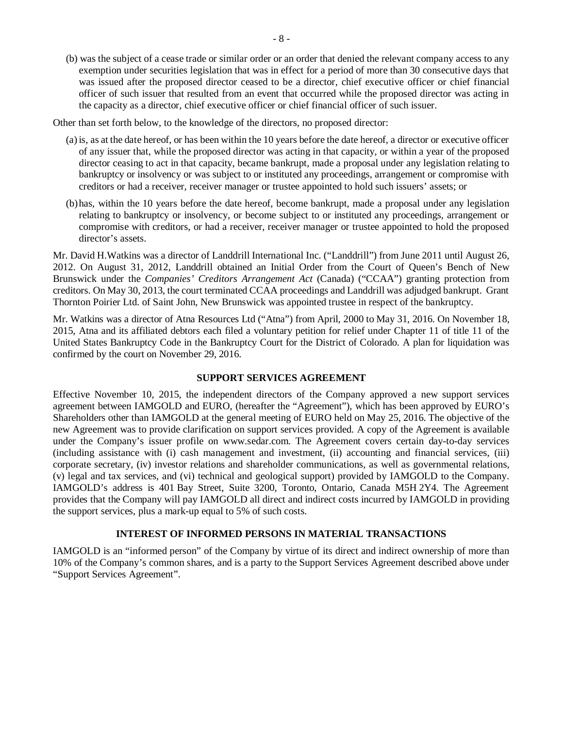(b) was the subject of a cease trade or similar order or an order that denied the relevant company access to any exemption under securities legislation that was in effect for a period of more than 30 consecutive days that was issued after the proposed director ceased to be a director, chief executive officer or chief financial officer of such issuer that resulted from an event that occurred while the proposed director was acting in the capacity as a director, chief executive officer or chief financial officer of such issuer.

Other than set forth below, to the knowledge of the directors, no proposed director:

(a) is, as at the date hereof, or has been within the 10 years before the date hereof, a director or executive officer of any issuer that, while the proposed director was acting in that capacity, or within a year of the proposed director ceasing to act in that capacity, became bankrupt, made a proposal under any legislation relating to bankruptcy or insolvency or was subject to or instituted any proceedings, arrangement or compromise with creditors or had a receiver, receiver manager or trustee appointed to hold such issuers' assets; or

(b) has, within the 10 years before the date hereof, become bankrupt, made a proposal under any legislation relating to bankruptcy or insolvency, or become subject to or instituted any proceedings, arrangement or compromise with creditors, or had a receiver, receiver manager or trustee appointed to hold the proposed director's assets.

Mr. David H.Watkins was a director of Landdrill International Inc. ("Landdrill") from June 2011 until August 26, 2012. On August 31, 2012, Landdrill obtained an Initial Order from the Court of Queen's Bench of New Brunswick under the *Companies' Creditors Arrangement Act* (Canada) ("CCAA") granting protection from creditors. On May 30, 2013, the court terminated CCAA proceedings and Landdrill was adjudged bankrupt. Grant Thornton Poirier Ltd. of Saint John, New Brunswick was appointed trustee in respect of the bankruptcy.

Mr. Watkins was a director of Atna Resources Ltd ("Atna") from April, 2000 to May 31, 2016. On November 18, 2015, Atna and its affiliated debtors each filed a voluntary petition for relief under Chapter 11 of title 11 of the United States Bankruptcy Code in the Bankruptcy Court for the District of Colorado. A plan for liquidation was confirmed by the court on November 29, 2016.

## SUPPORT SERVICES AGREEMENT

Effective November 10, 2015, the independent directors of the Company approved a new support services agreement between IAMGOLD and EURO, (hereafter the "Agreement"), which has been approved by EURO's Shareholders other than IAMGOLD at the general meeting of EURO held on May 25, 2016. The objective of the new Agreement was to provide clarification on support services provided. A copy of the Agreement is available under the Company's issuer profile on www.sedar.com. The Agreement covers certain day-to-day services (including assistance with (i) cash management and investment, (ii) accounting and financial services, (iii) corporate secretary, (iv) investor relations and shareholder communications, as well as governmental relations, (v) legal and tax services, and (vi) technical and geological support) provided by IAMGOLD to the Company. IAMGOLD's address is 401 Bay Street, Suite 3200, Toronto, Ontario, Canada M5H 2Y4. The Agreement provides that the Company will pay IAMGOLD all direct and indirect costs incurred by IAMGOLD in providing the support services, plus a mark-up equal to 5% of such costs.

## INTEREST OF INFORMED PERSONS IN MATERIAL TRANSACTIONS

IAMGOLD is an "informed person" of the Company by virtue of its direct and indirect ownership of more than 10% of the Company's common shares, and is a party to the Support Services Agreement described above under "Support Services Agreement".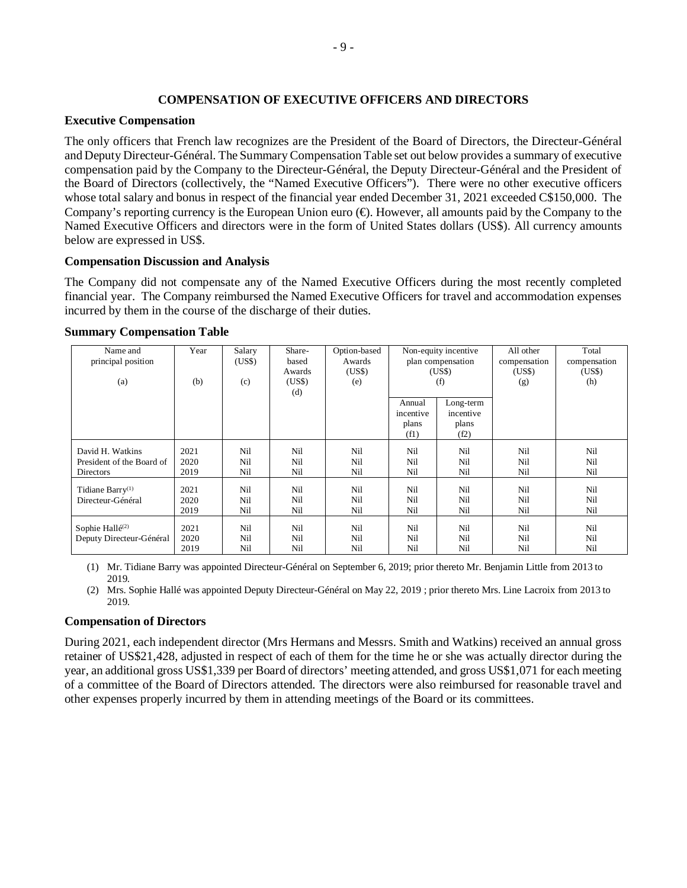## COMPENSATION OF EXECUTIVE OFFICERS AND DIRECTORS

### Executive Compensation

The only officers that French law recognizes are the President of the Board of Directors, the Directeur-Général and Deputy Directeur-Général. The Summary Compensation Table set out below provides a summary of executive compensation paid by the Company to the Directeur-Général, the Deputy Directeur-Général and the President of the Board of Directors (collectively, the "Named Executive Officers"). There were no other executive officers whose total salary and bonus in respect of the financial year ended December 31, 2021 exceeded C$150,000. The Company's reporting currency is the European Union euro (€). However, all amounts paid by the Company to the Named Executive Officers and directors were in the form of United States dollars (US$). All currency amounts below are expressed in US$.

### Compensation Discussion and Analysis

The Company did not compensate any of the Named Executive Officers during the most recently completed financial year. The Company reimbursed the Named Executive Officers for travel and accommodation expenses incurred by them in the course of the discharge of their duties.

### Summary Compensation Table

| Name and principal position (a) | Year (b) | Salary (US$) (c) | Share-based Awards (US$) (d) | Option-based Awards (US$) (e) | Non-equity incentive plan compensation (US$) (f) | | All other compensation (US$) (g) | Total compensation (US$) (h) |
|---|---|---|---|---|---|---|---|---|
| | | | | | Annual incentive plans (f1) | Long-term incentive plans (f2) | | |
| David H. Watkins<br>President of the Board of Directors | 2021<br>2020<br>2019 | Nil<br>Nil<br>Nil | Nil<br>Nil<br>Nil | Nil<br>Nil<br>Nil | Nil<br>Nil<br>Nil | Nil<br>Nil<br>Nil | Nil<br>Nil<br>Nil | Nil<br>Nil<br>Nil |
| Tidiane Barry[(1)]<br>Directeur-Général | 2021<br>2020<br>2019 | Nil<br>Nil<br>Nil | Nil<br>Nil<br>Nil | Nil<br>Nil<br>Nil | Nil<br>Nil<br>Nil | Nil<br>Nil<br>Nil | Nil<br>Nil<br>Nil | Nil<br>Nil<br>Nil |
| Sophie Hallé[(2)]<br>Deputy Directeur-Général | 2021<br>2020<br>2019 | Nil<br>Nil<br>Nil | Nil<br>Nil<br>Nil | Nil<br>Nil<br>Nil | Nil<br>Nil<br>Nil | Nil<br>Nil<br>Nil | Nil<br>Nil<br>Nil | Nil<br>Nil<br>Nil |

(1) Mr. Tidiane Barry was appointed Directeur-Général on September 6, 2019; prior thereto Mr. Benjamin Little from 2013 to 2019.

(2) Mrs. Sophie Hallé was appointed Deputy Directeur-Général on May 22, 2019 ; prior thereto Mrs. Line Lacroix from 2013 to 2019.

### Compensation of Directors

During 2021, each independent director (Mrs Hermans and Messrs. Smith and Watkins) received an annual gross retainer of US$21,428, adjusted in respect of each of them for the time he or she was actually director during the year, an additional gross US$1,339 per Board of directors' meeting attended, and gross US$1,071 for each meeting of a committee of the Board of Directors attended. The directors were also reimbursed for reasonable travel and other expenses properly incurred by them in attending meetings of the Board or its committees.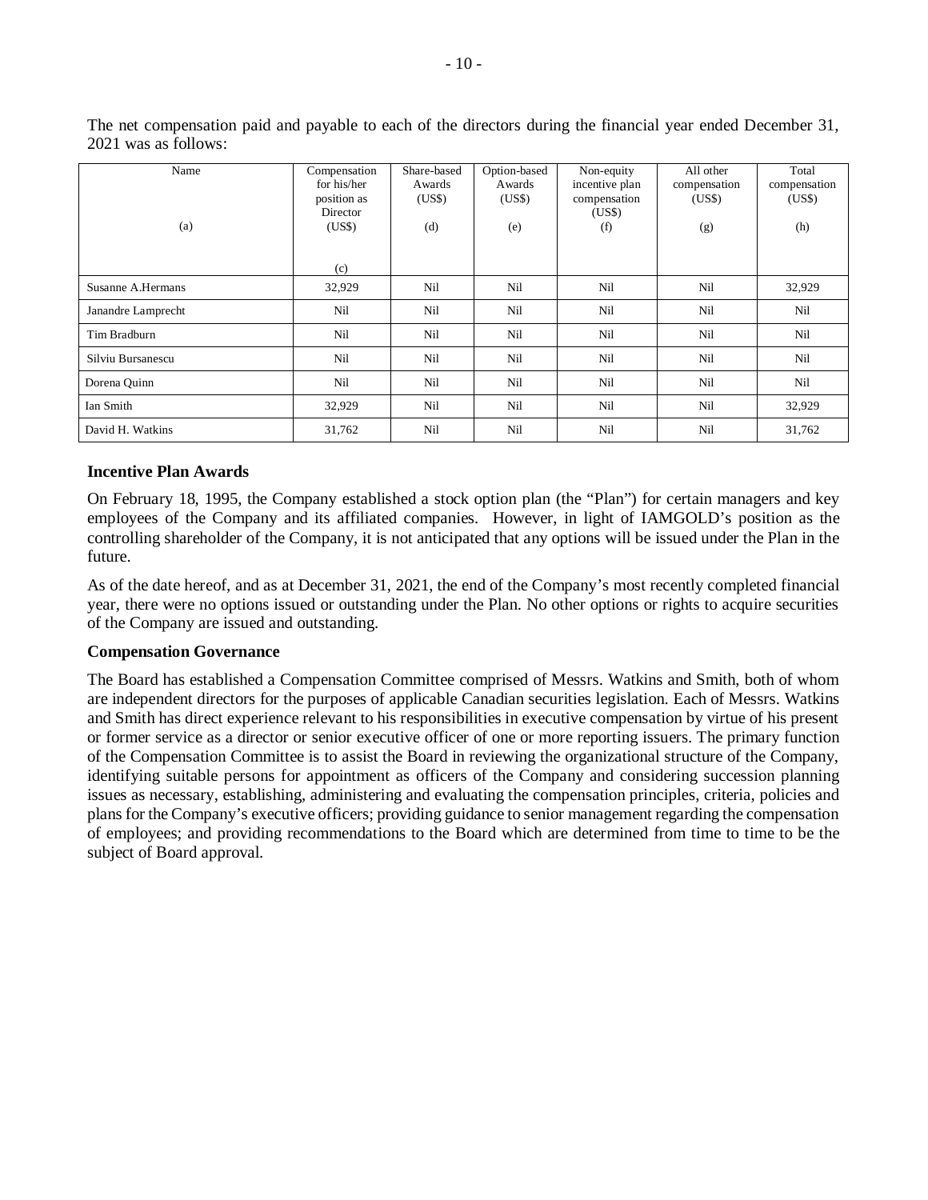The net compensation paid and payable to each of the directors during the financial year ended December 31, 2021 was as follows:

| Name<br><br>(a) | Compensation for his/her position as Director (US$)<br><br>(c) | Share-based Awards (US$)<br><br>(d) | Option-based Awards (US$)<br><br>(e) | Non-equity incentive plan compensation (US$)<br><br>(f) | All other compensation (US$)<br><br>(g) | Total compensation (US$)<br><br>(h) |
|---|---|---|---|---|---|---|
| Susanne A.Hermans | 32,929 | Nil | Nil | Nil | Nil | 32,929 |
| Janandre Lamprecht | Nil | Nil | Nil | Nil | Nil | Nil |
| Tim Bradburn | Nil | Nil | Nil | Nil | Nil | Nil |
| Silviu Bursanescu | Nil | Nil | Nil | Nil | Nil | Nil |
| Dorena Quinn | Nil | Nil | Nil | Nil | Nil | Nil |
| Ian Smith | 32,929 | Nil | Nil | Nil | Nil | 32,929 |
| David H. Watkins | 31,762 | Nil | Nil | Nil | Nil | 31,762 |

**Incentive Plan Awards**

On February 18, 1995, the Company established a stock option plan (the "Plan") for certain managers and key employees of the Company and its affiliated companies. However, in light of IAMGOLD's position as the controlling shareholder of the Company, it is not anticipated that any options will be issued under the Plan in the future.

As of the date hereof, and as at December 31, 2021, the end of the Company's most recently completed financial year, there were no options issued or outstanding under the Plan. No other options or rights to acquire securities of the Company are issued and outstanding.

**Compensation Governance**

The Board has established a Compensation Committee comprised of Messrs. Watkins and Smith, both of whom are independent directors for the purposes of applicable Canadian securities legislation. Each of Messrs. Watkins and Smith has direct experience relevant to his responsibilities in executive compensation by virtue of his present or former service as a director or senior executive officer of one or more reporting issuers. The primary function of the Compensation Committee is to assist the Board in reviewing the organizational structure of the Company, identifying suitable persons for appointment as officers of the Company and considering succession planning issues as necessary, establishing, administering and evaluating the compensation principles, criteria, policies and plans for the Company's executive officers; providing guidance to senior management regarding the compensation of employees; and providing recommendations to the Board which are determined from time to time to be the subject of Board approval.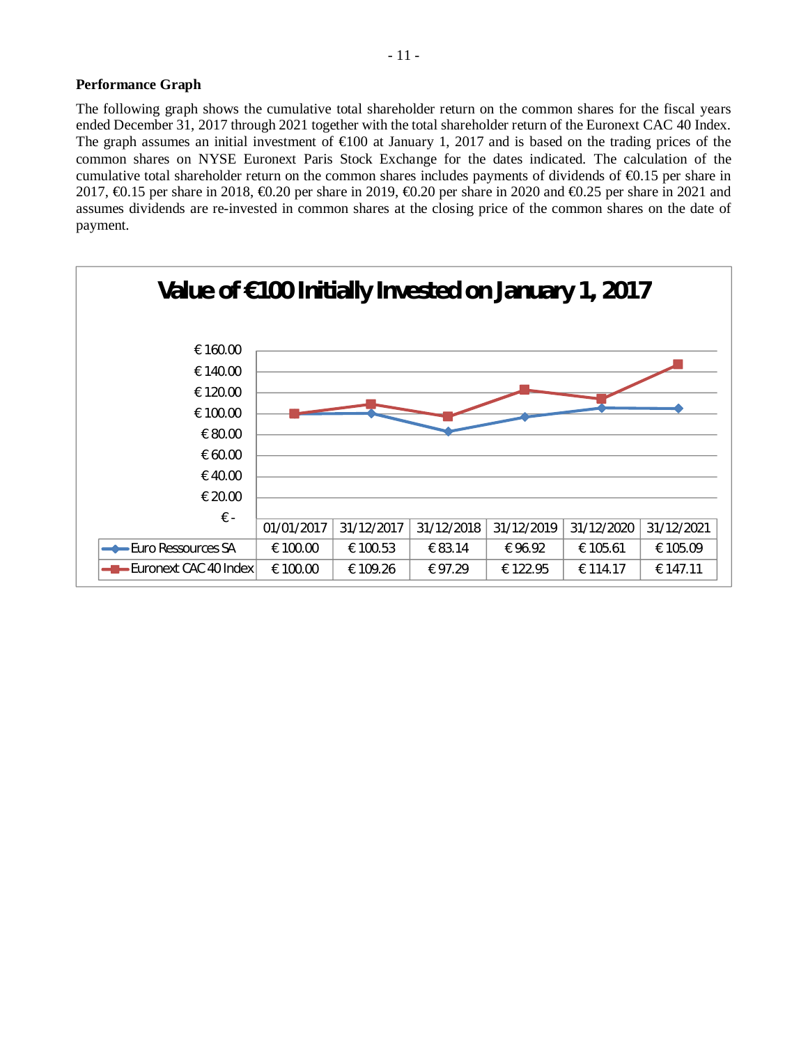**Performance Graph**

The following graph shows the cumulative total shareholder return on the common shares for the fiscal years ended December 31, 2017 through 2021 together with the total shareholder return of the Euronext CAC 40 Index. The graph assumes an initial investment of €100 at January 1, 2017 and is based on the trading prices of the common shares on NYSE Euronext Paris Stock Exchange for the dates indicated. The calculation of the cumulative total shareholder return on the common shares includes payments of dividends of €0.15 per share in 2017, €0.15 per share in 2018, €0.20 per share in 2019, €0.20 per share in 2020 and €0.25 per share in 2021 and assumes dividends are re-invested in common shares at the closing price of the common shares on the date of payment.

**Value of €100 Initially Invested on January 1, 2017**

| | 01/01/2017 | 31/12/2017 | 31/12/2018 | 31/12/2019 | 31/12/2020 | 31/12/2021 |
|---|---|---|---|---|---|---|
| Euro Ressources SA | € 100.00 | € 100.53 | € 83.14 | € 96.92 | € 105.61 | € 105.09 |
| Euronext CAC 40 Index | € 100.00 | € 109.26 | € 97.29 | € 122.95 | € 114.17 | € 147.11 |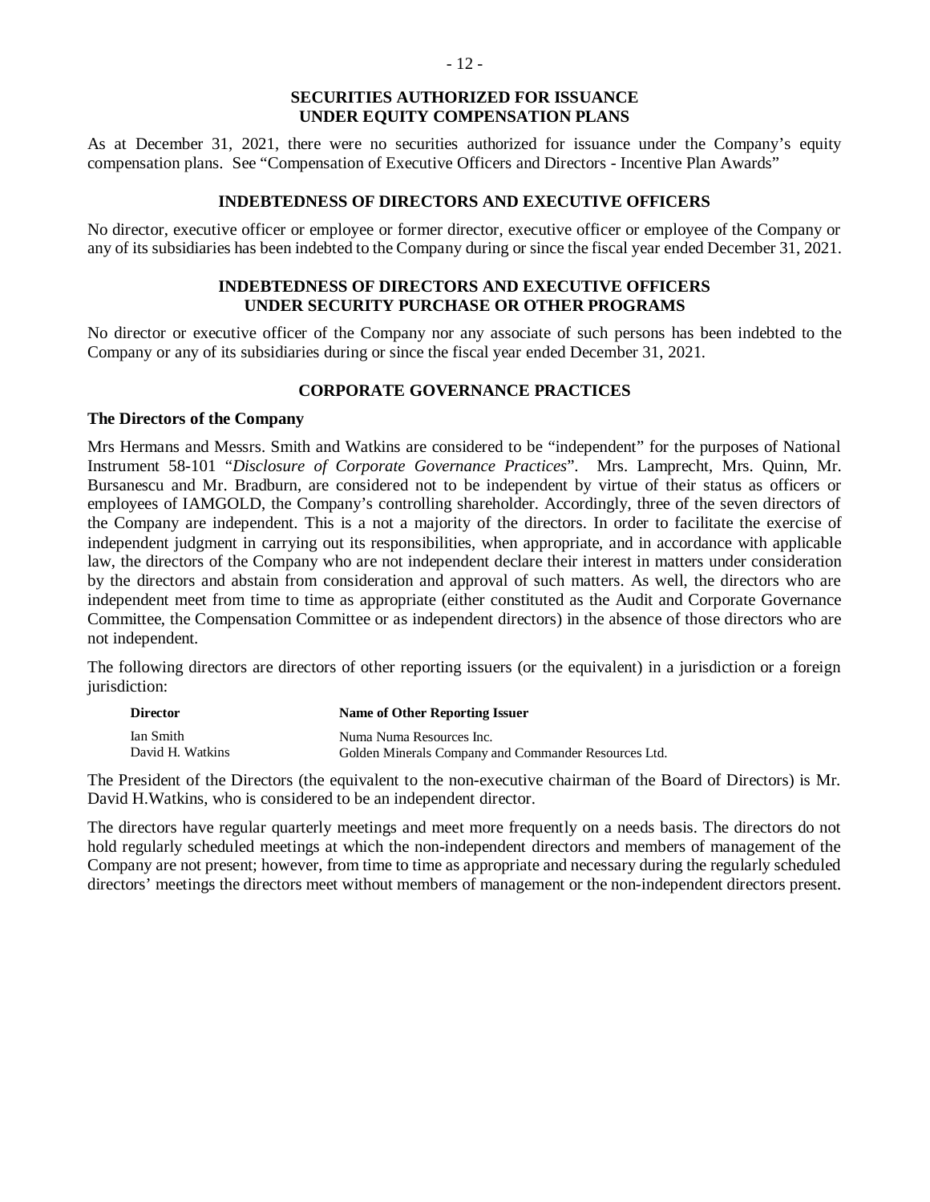## SECURITIES AUTHORIZED FOR ISSUANCE UNDER EQUITY COMPENSATION PLANS

As at December 31, 2021, there were no securities authorized for issuance under the Company's equity compensation plans. See "Compensation of Executive Officers and Directors - Incentive Plan Awards"

## INDEBTEDNESS OF DIRECTORS AND EXECUTIVE OFFICERS

No director, executive officer or employee or former director, executive officer or employee of the Company or any of its subsidiaries has been indebted to the Company during or since the fiscal year ended December 31, 2021.

## INDEBTEDNESS OF DIRECTORS AND EXECUTIVE OFFICERS UNDER SECURITY PURCHASE OR OTHER PROGRAMS

No director or executive officer of the Company nor any associate of such persons has been indebted to the Company or any of its subsidiaries during or since the fiscal year ended December 31, 2021.

## CORPORATE GOVERNANCE PRACTICES

### The Directors of the Company

Mrs Hermans and Messrs. Smith and Watkins are considered to be "independent" for the purposes of National Instrument 58-101 "*Disclosure of Corporate Governance Practices*". Mrs. Lamprecht, Mrs. Quinn, Mr. Bursanescu and Mr. Bradburn, are considered not to be independent by virtue of their status as officers or employees of IAMGOLD, the Company's controlling shareholder. Accordingly, three of the seven directors of the Company are independent. This is a not a majority of the directors. In order to facilitate the exercise of independent judgment in carrying out its responsibilities, when appropriate, and in accordance with applicable law, the directors of the Company who are not independent declare their interest in matters under consideration by the directors and abstain from consideration and approval of such matters. As well, the directors who are independent meet from time to time as appropriate (either constituted as the Audit and Corporate Governance Committee, the Compensation Committee or as independent directors) in the absence of those directors who are not independent.

The following directors are directors of other reporting issuers (or the equivalent) in a jurisdiction or a foreign jurisdiction:

| Director | Name of Other Reporting Issuer |
|---|---|
| Ian Smith | Numa Numa Resources Inc. |
| David H. Watkins | Golden Minerals Company and Commander Resources Ltd. |

The President of the Directors (the equivalent to the non-executive chairman of the Board of Directors) is Mr. David H.Watkins, who is considered to be an independent director.

The directors have regular quarterly meetings and meet more frequently on a needs basis. The directors do not hold regularly scheduled meetings at which the non-independent directors and members of management of the Company are not present; however, from time to time as appropriate and necessary during the regularly scheduled directors' meetings the directors meet without members of management or the non-independent directors present.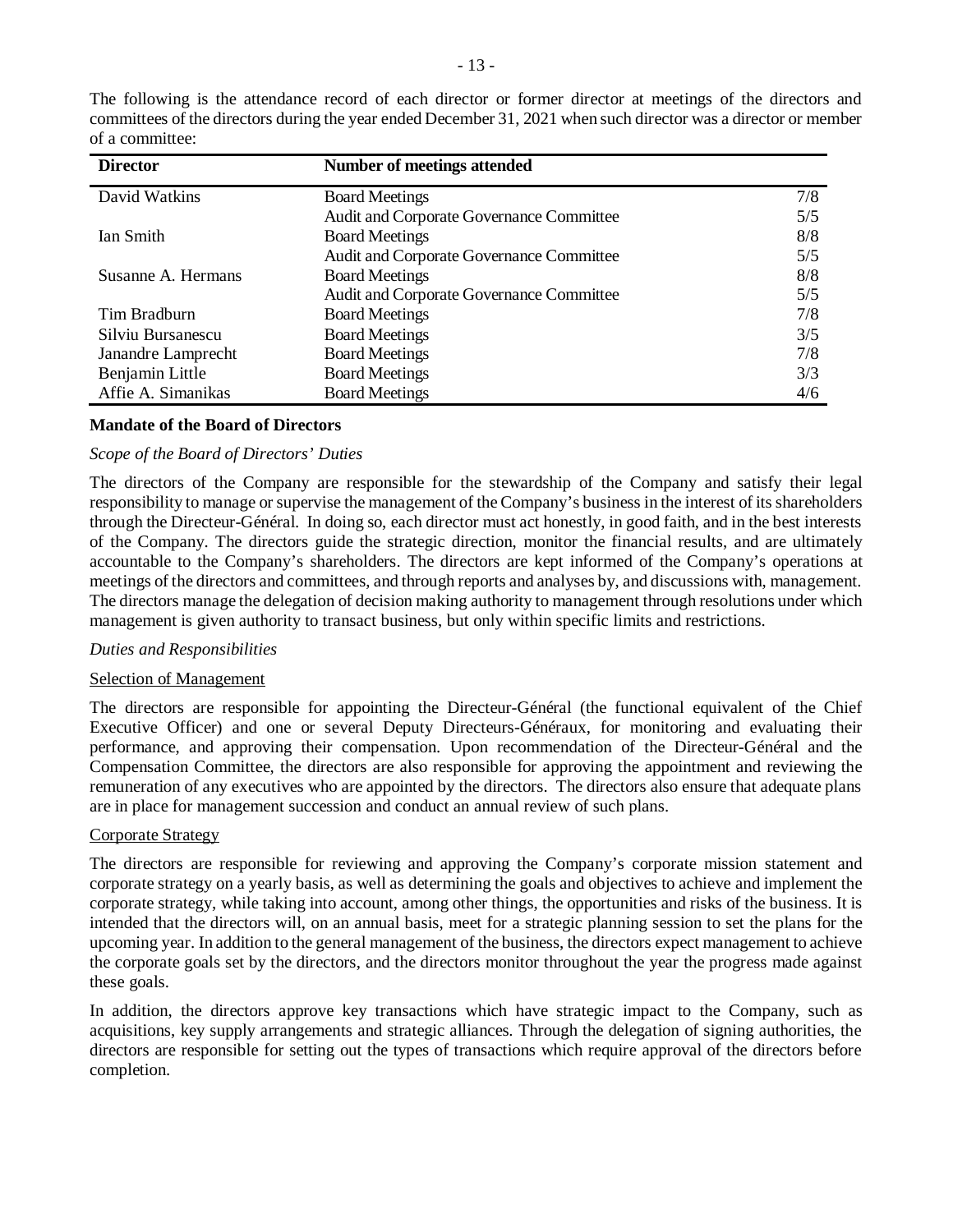The following is the attendance record of each director or former director at meetings of the directors and committees of the directors during the year ended December 31, 2021 when such director was a director or member of a committee:

| Director | Number of meetings attended | |
|---|---|---|
| David Watkins | Board Meetings | 7/8 |
| | Audit and Corporate Governance Committee | 5/5 |
| Ian Smith | Board Meetings | 8/8 |
| | Audit and Corporate Governance Committee | 5/5 |
| Susanne A. Hermans | Board Meetings | 8/8 |
| | Audit and Corporate Governance Committee | 5/5 |
| Tim Bradburn | Board Meetings | 7/8 |
| Silviu Bursanescu | Board Meetings | 3/5 |
| Janandre Lamprecht | Board Meetings | 7/8 |
| Benjamin Little | Board Meetings | 3/3 |
| Affie A. Simanikas | Board Meetings | 4/6 |

**Mandate of the Board of Directors**

*Scope of the Board of Directors' Duties*

The directors of the Company are responsible for the stewardship of the Company and satisfy their legal responsibility to manage or supervise the management of the Company's business in the interest of its shareholders through the Directeur-Général. In doing so, each director must act honestly, in good faith, and in the best interests of the Company. The directors guide the strategic direction, monitor the financial results, and are ultimately accountable to the Company's shareholders. The directors are kept informed of the Company's operations at meetings of the directors and committees, and through reports and analyses by, and discussions with, management. The directors manage the delegation of decision making authority to management through resolutions under which management is given authority to transact business, but only within specific limits and restrictions.

*Duties and Responsibilities*

Selection of Management

The directors are responsible for appointing the Directeur-Général (the functional equivalent of the Chief Executive Officer) and one or several Deputy Directeurs-Généraux, for monitoring and evaluating their performance, and approving their compensation. Upon recommendation of the Directeur-Général and the Compensation Committee, the directors are also responsible for approving the appointment and reviewing the remuneration of any executives who are appointed by the directors. The directors also ensure that adequate plans are in place for management succession and conduct an annual review of such plans.

Corporate Strategy

The directors are responsible for reviewing and approving the Company's corporate mission statement and corporate strategy on a yearly basis, as well as determining the goals and objectives to achieve and implement the corporate strategy, while taking into account, among other things, the opportunities and risks of the business. It is intended that the directors will, on an annual basis, meet for a strategic planning session to set the plans for the upcoming year. In addition to the general management of the business, the directors expect management to achieve the corporate goals set by the directors, and the directors monitor throughout the year the progress made against these goals.

In addition, the directors approve key transactions which have strategic impact to the Company, such as acquisitions, key supply arrangements and strategic alliances. Through the delegation of signing authorities, the directors are responsible for setting out the types of transactions which require approval of the directors before completion.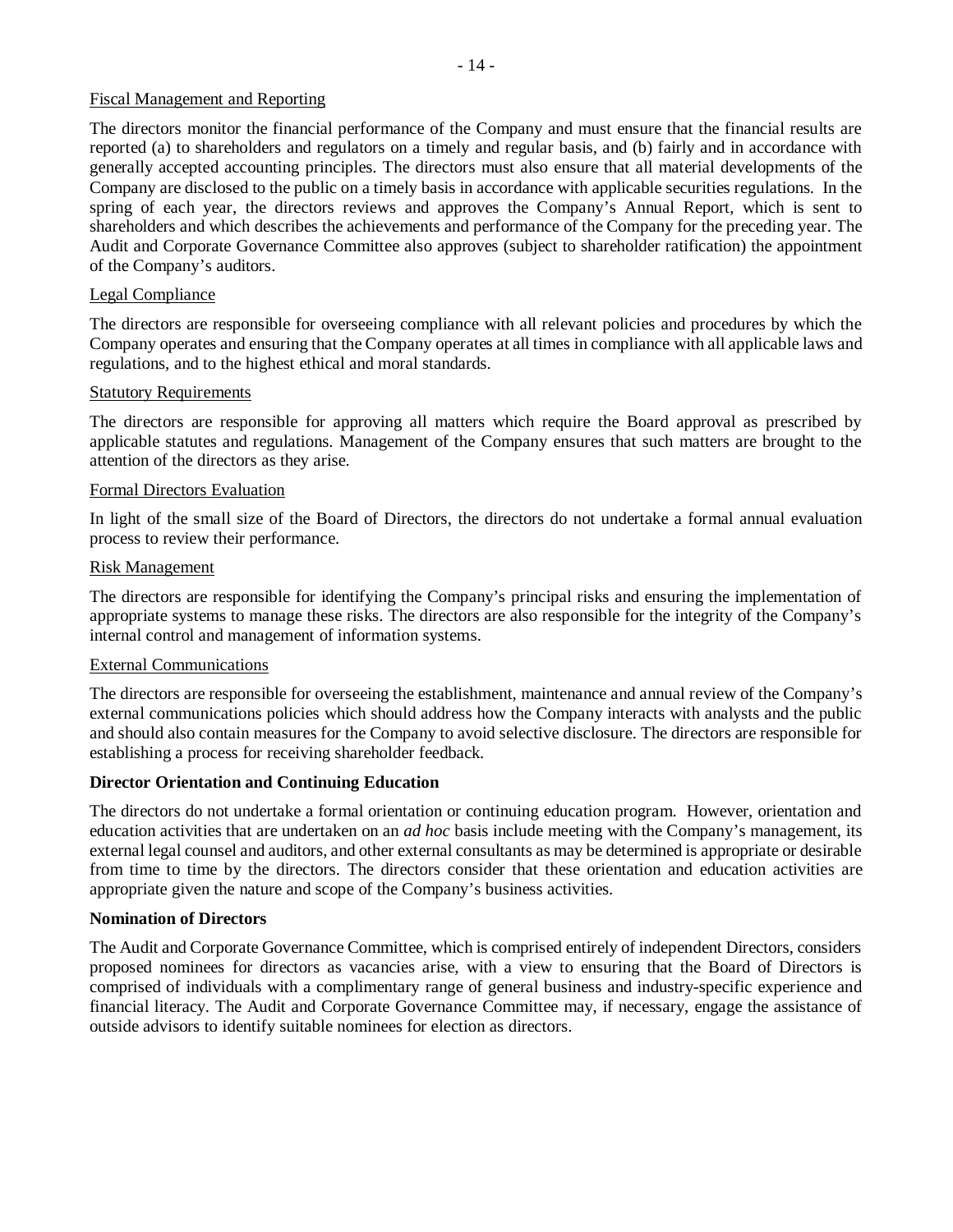Fiscal Management and Reporting

The directors monitor the financial performance of the Company and must ensure that the financial results are reported (a) to shareholders and regulators on a timely and regular basis, and (b) fairly and in accordance with generally accepted accounting principles. The directors must also ensure that all material developments of the Company are disclosed to the public on a timely basis in accordance with applicable securities regulations. In the spring of each year, the directors reviews and approves the Company's Annual Report, which is sent to shareholders and which describes the achievements and performance of the Company for the preceding year. The Audit and Corporate Governance Committee also approves (subject to shareholder ratification) the appointment of the Company's auditors.

Legal Compliance

The directors are responsible for overseeing compliance with all relevant policies and procedures by which the Company operates and ensuring that the Company operates at all times in compliance with all applicable laws and regulations, and to the highest ethical and moral standards.

Statutory Requirements

The directors are responsible for approving all matters which require the Board approval as prescribed by applicable statutes and regulations. Management of the Company ensures that such matters are brought to the attention of the directors as they arise.

Formal Directors Evaluation

In light of the small size of the Board of Directors, the directors do not undertake a formal annual evaluation process to review their performance.

Risk Management

The directors are responsible for identifying the Company's principal risks and ensuring the implementation of appropriate systems to manage these risks. The directors are also responsible for the integrity of the Company's internal control and management of information systems.

External Communications

The directors are responsible for overseeing the establishment, maintenance and annual review of the Company's external communications policies which should address how the Company interacts with analysts and the public and should also contain measures for the Company to avoid selective disclosure. The directors are responsible for establishing a process for receiving shareholder feedback.

**Director Orientation and Continuing Education**

The directors do not undertake a formal orientation or continuing education program. However, orientation and education activities that are undertaken on an *ad hoc* basis include meeting with the Company's management, its external legal counsel and auditors, and other external consultants as may be determined is appropriate or desirable from time to time by the directors. The directors consider that these orientation and education activities are appropriate given the nature and scope of the Company's business activities.

**Nomination of Directors**

The Audit and Corporate Governance Committee, which is comprised entirely of independent Directors, considers proposed nominees for directors as vacancies arise, with a view to ensuring that the Board of Directors is comprised of individuals with a complimentary range of general business and industry-specific experience and financial literacy. The Audit and Corporate Governance Committee may, if necessary, engage the assistance of outside advisors to identify suitable nominees for election as directors.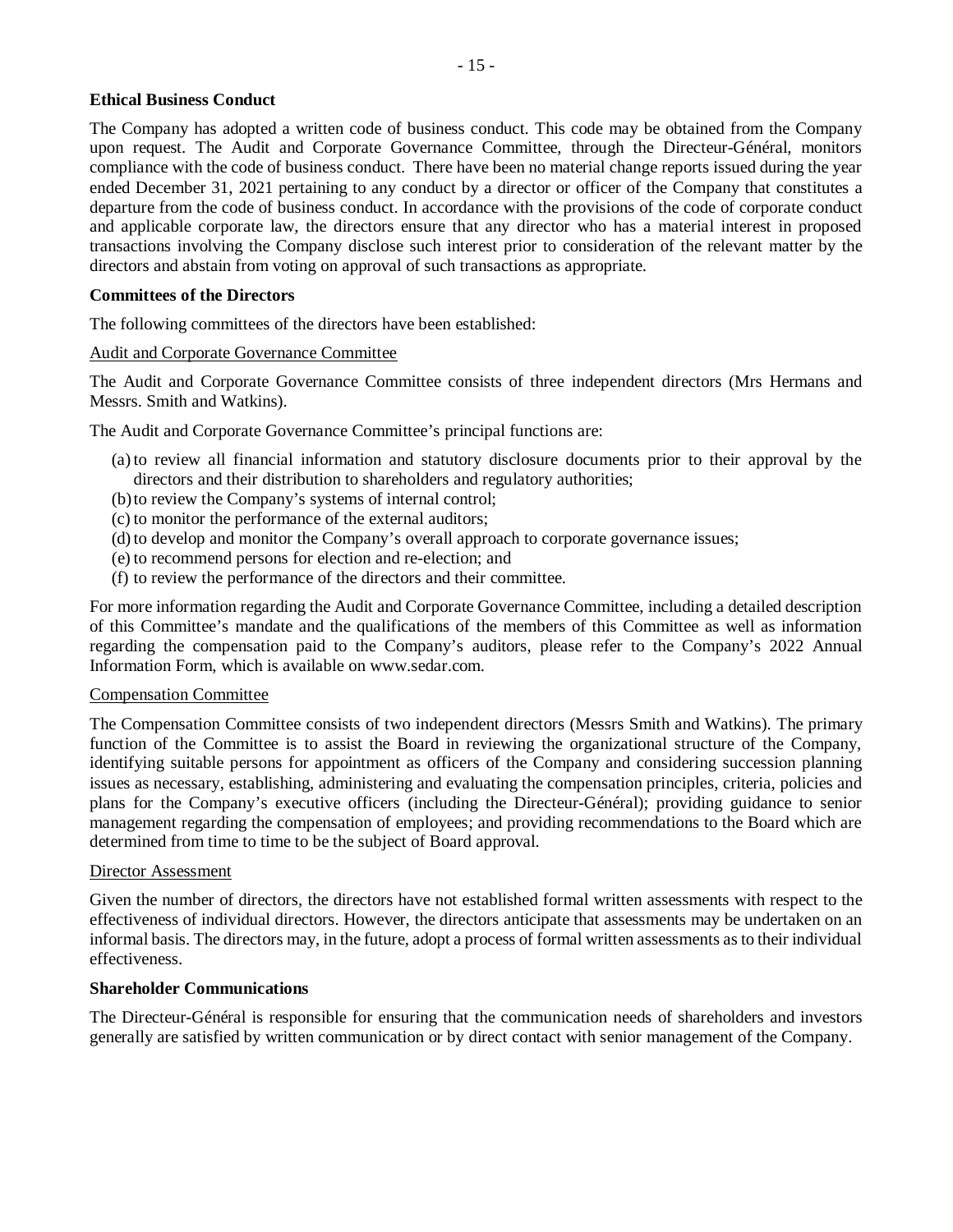**Ethical Business Conduct**

The Company has adopted a written code of business conduct. This code may be obtained from the Company upon request. The Audit and Corporate Governance Committee, through the Directeur-Général, monitors compliance with the code of business conduct. There have been no material change reports issued during the year ended December 31, 2021 pertaining to any conduct by a director or officer of the Company that constitutes a departure from the code of business conduct. In accordance with the provisions of the code of corporate conduct and applicable corporate law, the directors ensure that any director who has a material interest in proposed transactions involving the Company disclose such interest prior to consideration of the relevant matter by the directors and abstain from voting on approval of such transactions as appropriate.

**Committees of the Directors**

The following committees of the directors have been established:

Audit and Corporate Governance Committee

The Audit and Corporate Governance Committee consists of three independent directors (Mrs Hermans and Messrs. Smith and Watkins).

The Audit and Corporate Governance Committee's principal functions are:

(a) to review all financial information and statutory disclosure documents prior to their approval by the directors and their distribution to shareholders and regulatory authorities;
(b) to review the Company's systems of internal control;
(c) to monitor the performance of the external auditors;
(d) to develop and monitor the Company's overall approach to corporate governance issues;
(e) to recommend persons for election and re-election; and
(f) to review the performance of the directors and their committee.

For more information regarding the Audit and Corporate Governance Committee, including a detailed description of this Committee's mandate and the qualifications of the members of this Committee as well as information regarding the compensation paid to the Company's auditors, please refer to the Company's 2022 Annual Information Form, which is available on www.sedar.com.

Compensation Committee

The Compensation Committee consists of two independent directors (Messrs Smith and Watkins). The primary function of the Committee is to assist the Board in reviewing the organizational structure of the Company, identifying suitable persons for appointment as officers of the Company and considering succession planning issues as necessary, establishing, administering and evaluating the compensation principles, criteria, policies and plans for the Company's executive officers (including the Directeur-Général); providing guidance to senior management regarding the compensation of employees; and providing recommendations to the Board which are determined from time to time to be the subject of Board approval.

Director Assessment

Given the number of directors, the directors have not established formal written assessments with respect to the effectiveness of individual directors. However, the directors anticipate that assessments may be undertaken on an informal basis. The directors may, in the future, adopt a process of formal written assessments as to their individual effectiveness.

**Shareholder Communications**

The Directeur-Général is responsible for ensuring that the communication needs of shareholders and investors generally are satisfied by written communication or by direct contact with senior management of the Company.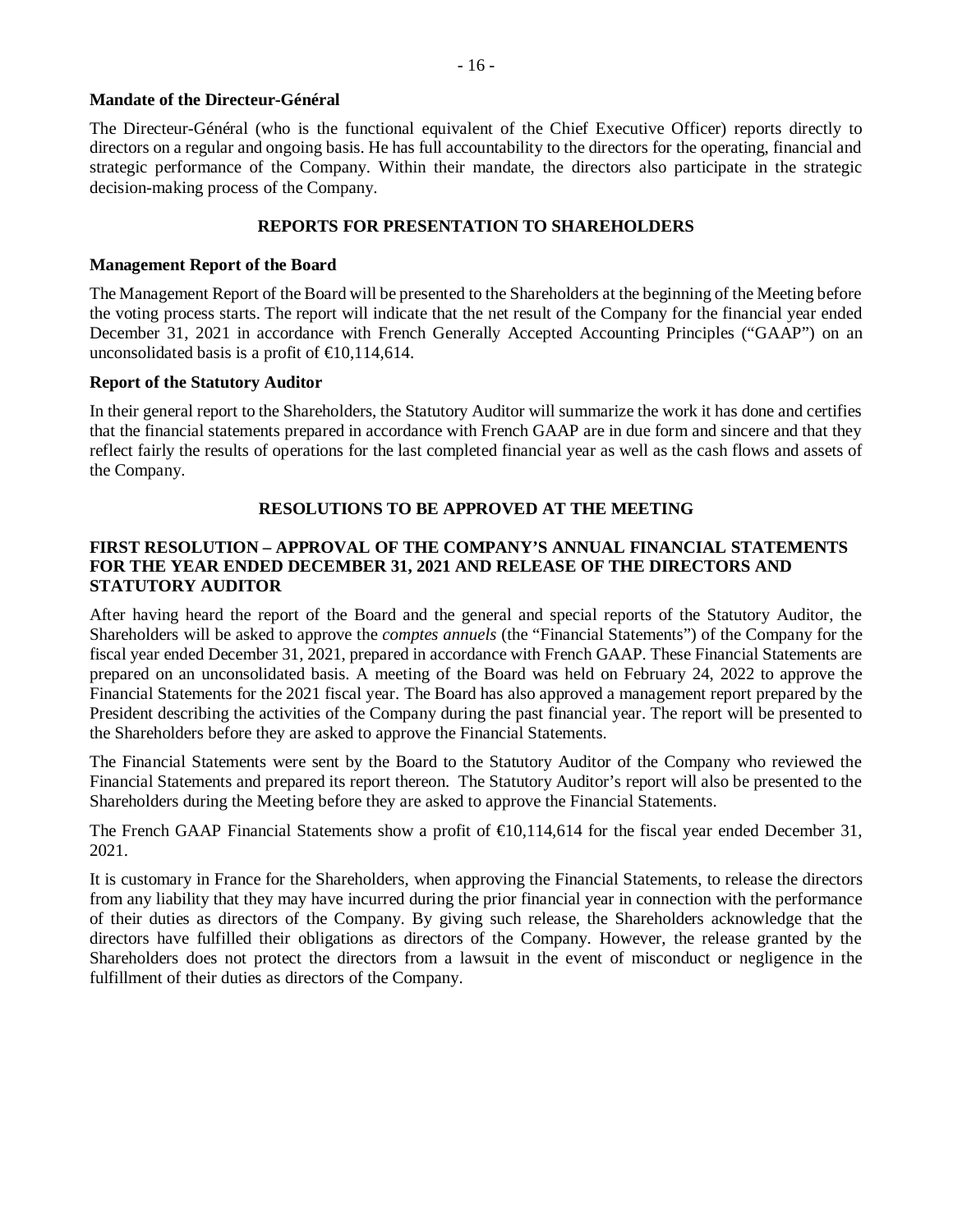**Mandate of the Directeur-Général**

The Directeur-Général (who is the functional equivalent of the Chief Executive Officer) reports directly to directors on a regular and ongoing basis. He has full accountability to the directors for the operating, financial and strategic performance of the Company. Within their mandate, the directors also participate in the strategic decision-making process of the Company.

## REPORTS FOR PRESENTATION TO SHAREHOLDERS

**Management Report of the Board**

The Management Report of the Board will be presented to the Shareholders at the beginning of the Meeting before the voting process starts. The report will indicate that the net result of the Company for the financial year ended December 31, 2021 in accordance with French Generally Accepted Accounting Principles ("GAAP") on an unconsolidated basis is a profit of €10,114,614.

**Report of the Statutory Auditor**

In their general report to the Shareholders, the Statutory Auditor will summarize the work it has done and certifies that the financial statements prepared in accordance with French GAAP are in due form and sincere and that they reflect fairly the results of operations for the last completed financial year as well as the cash flows and assets of the Company.

## RESOLUTIONS TO BE APPROVED AT THE MEETING

### FIRST RESOLUTION – APPROVAL OF THE COMPANY'S ANNUAL FINANCIAL STATEMENTS FOR THE YEAR ENDED DECEMBER 31, 2021 AND RELEASE OF THE DIRECTORS AND STATUTORY AUDITOR

After having heard the report of the Board and the general and special reports of the Statutory Auditor, the Shareholders will be asked to approve the *comptes annuels* (the "Financial Statements") of the Company for the fiscal year ended December 31, 2021, prepared in accordance with French GAAP. These Financial Statements are prepared on an unconsolidated basis. A meeting of the Board was held on February 24, 2022 to approve the Financial Statements for the 2021 fiscal year. The Board has also approved a management report prepared by the President describing the activities of the Company during the past financial year. The report will be presented to the Shareholders before they are asked to approve the Financial Statements.

The Financial Statements were sent by the Board to the Statutory Auditor of the Company who reviewed the Financial Statements and prepared its report thereon. The Statutory Auditor's report will also be presented to the Shareholders during the Meeting before they are asked to approve the Financial Statements.

The French GAAP Financial Statements show a profit of €10,114,614 for the fiscal year ended December 31, 2021.

It is customary in France for the Shareholders, when approving the Financial Statements, to release the directors from any liability that they may have incurred during the prior financial year in connection with the performance of their duties as directors of the Company. By giving such release, the Shareholders acknowledge that the directors have fulfilled their obligations as directors of the Company. However, the release granted by the Shareholders does not protect the directors from a lawsuit in the event of misconduct or negligence in the fulfillment of their duties as directors of the Company.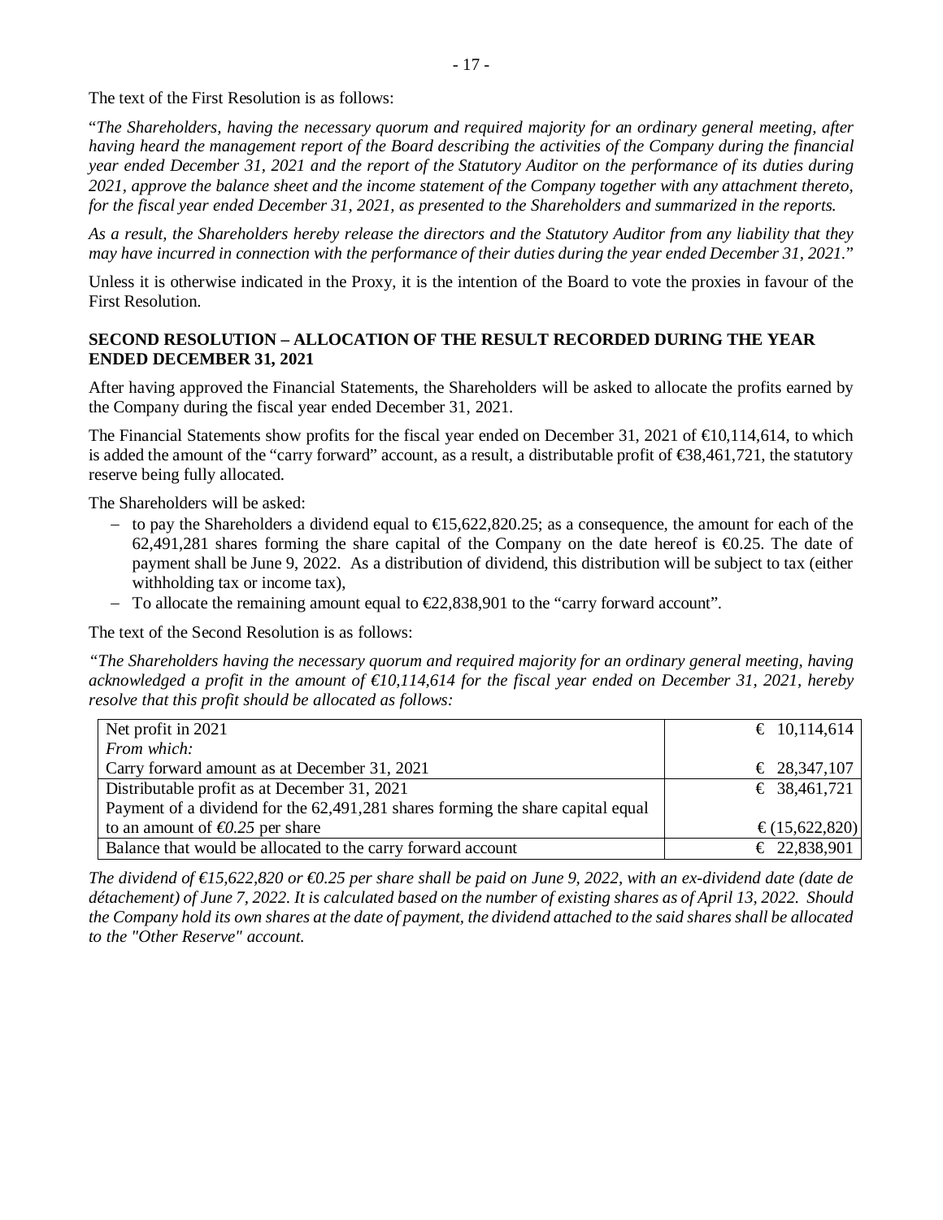The text of the First Resolution is as follows:

"*The Shareholders, having the necessary quorum and required majority for an ordinary general meeting, after having heard the management report of the Board describing the activities of the Company during the financial year ended December 31, 2021 and the report of the Statutory Auditor on the performance of its duties during 2021, approve the balance sheet and the income statement of the Company together with any attachment thereto, for the fiscal year ended December 31, 2021, as presented to the Shareholders and summarized in the reports.*

*As a result, the Shareholders hereby release the directors and the Statutory Auditor from any liability that they may have incurred in connection with the performance of their duties during the year ended December 31, 2021.*"

Unless it is otherwise indicated in the Proxy, it is the intention of the Board to vote the proxies in favour of the First Resolution.

**SECOND RESOLUTION – ALLOCATION OF THE RESULT RECORDED DURING THE YEAR ENDED DECEMBER 31, 2021**

After having approved the Financial Statements, the Shareholders will be asked to allocate the profits earned by the Company during the fiscal year ended December 31, 2021.

The Financial Statements show profits for the fiscal year ended on December 31, 2021 of €10,114,614, to which is added the amount of the "carry forward" account, as a result, a distributable profit of €38,461,721, the statutory reserve being fully allocated.

The Shareholders will be asked:

- to pay the Shareholders a dividend equal to €15,622,820.25; as a consequence, the amount for each of the 62,491,281 shares forming the share capital of the Company on the date hereof is €0.25. The date of payment shall be June 9, 2022. As a distribution of dividend, this distribution will be subject to tax (either withholding tax or income tax),
- To allocate the remaining amount equal to €22,838,901 to the "carry forward account".

The text of the Second Resolution is as follows:

*"The Shareholders having the necessary quorum and required majority for an ordinary general meeting, having acknowledged a profit in the amount of €10,114,614 for the fiscal year ended on December 31, 2021, hereby resolve that this profit should be allocated as follows:*

| | |
|---|---|
| Net profit in 2021 | € 10,114,614 |
| *From which:* | |
| Carry forward amount as at December 31, 2021 | € 28,347,107 |
| Distributable profit as at December 31, 2021 | € 38,461,721 |
| Payment of a dividend for the 62,491,281 shares forming the share capital equal to an amount of *€0.25* per share | € (15,622,820) |
| Balance that would be allocated to the carry forward account | € 22,838,901 |

*The dividend of €15,622,820 or €0.25 per share shall be paid on June 9, 2022, with an ex-dividend date (date de détachement) of June 7, 2022. It is calculated based on the number of existing shares as of April 13, 2022. Should the Company hold its own shares at the date of payment, the dividend attached to the said shares shall be allocated to the "Other Reserve" account.*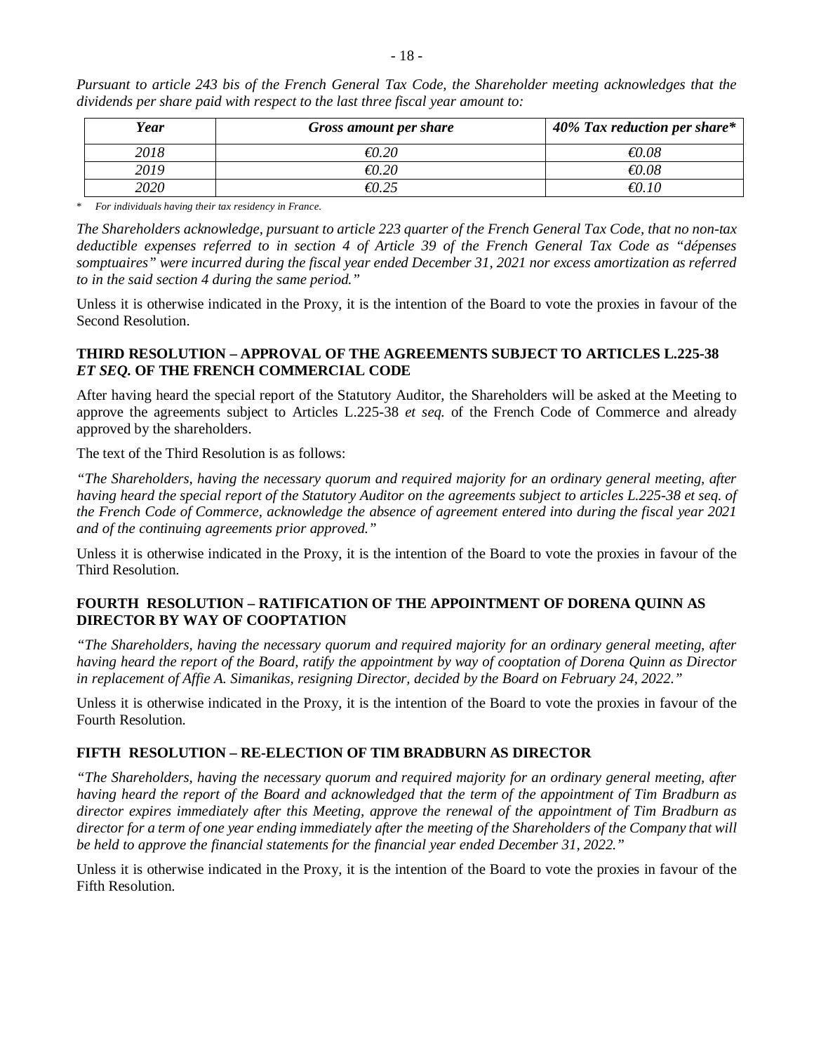*Pursuant to article 243 bis of the French General Tax Code, the Shareholder meeting acknowledges that the dividends per share paid with respect to the last three fiscal year amount to:*

| *Year* | *Gross amount per share* | *40% Tax reduction per share\** |
|---|---|---|
| *2018* | *€0.20* | *€0.08* |
| *2019* | *€0.20* | *€0.08* |
| *2020* | *€0.25* | *€0.10* |

\* *For individuals having their tax residency in France.*

*The Shareholders acknowledge, pursuant to article 223 quarter of the French General Tax Code, that no non-tax deductible expenses referred to in section 4 of Article 39 of the French General Tax Code as "dépenses somptuaires" were incurred during the fiscal year ended December 31, 2021 nor excess amortization as referred to in the said section 4 during the same period."*

Unless it is otherwise indicated in the Proxy, it is the intention of the Board to vote the proxies in favour of the Second Resolution.

## THIRD RESOLUTION – APPROVAL OF THE AGREEMENTS SUBJECT TO ARTICLES L.225-38 *ET SEQ.* OF THE FRENCH COMMERCIAL CODE

After having heard the special report of the Statutory Auditor, the Shareholders will be asked at the Meeting to approve the agreements subject to Articles L.225-38 *et seq.* of the French Code of Commerce and already approved by the shareholders.

The text of the Third Resolution is as follows:

*"The Shareholders, having the necessary quorum and required majority for an ordinary general meeting, after having heard the special report of the Statutory Auditor on the agreements subject to articles L.225-38 et seq. of the French Code of Commerce, acknowledge the absence of agreement entered into during the fiscal year 2021 and of the continuing agreements prior approved."*

Unless it is otherwise indicated in the Proxy, it is the intention of the Board to vote the proxies in favour of the Third Resolution.

## FOURTH RESOLUTION – RATIFICATION OF THE APPOINTMENT OF DORENA QUINN AS DIRECTOR BY WAY OF COOPTATION

*"The Shareholders, having the necessary quorum and required majority for an ordinary general meeting, after having heard the report of the Board, ratify the appointment by way of cooptation of Dorena Quinn as Director in replacement of Affie A. Simanikas, resigning Director, decided by the Board on February 24, 2022."*

Unless it is otherwise indicated in the Proxy, it is the intention of the Board to vote the proxies in favour of the Fourth Resolution.

## FIFTH RESOLUTION – RE-ELECTION OF TIM BRADBURN AS DIRECTOR

*"The Shareholders, having the necessary quorum and required majority for an ordinary general meeting, after having heard the report of the Board and acknowledged that the term of the appointment of Tim Bradburn as director expires immediately after this Meeting, approve the renewal of the appointment of Tim Bradburn as director for a term of one year ending immediately after the meeting of the Shareholders of the Company that will be held to approve the financial statements for the financial year ended December 31, 2022."*

Unless it is otherwise indicated in the Proxy, it is the intention of the Board to vote the proxies in favour of the Fifth Resolution.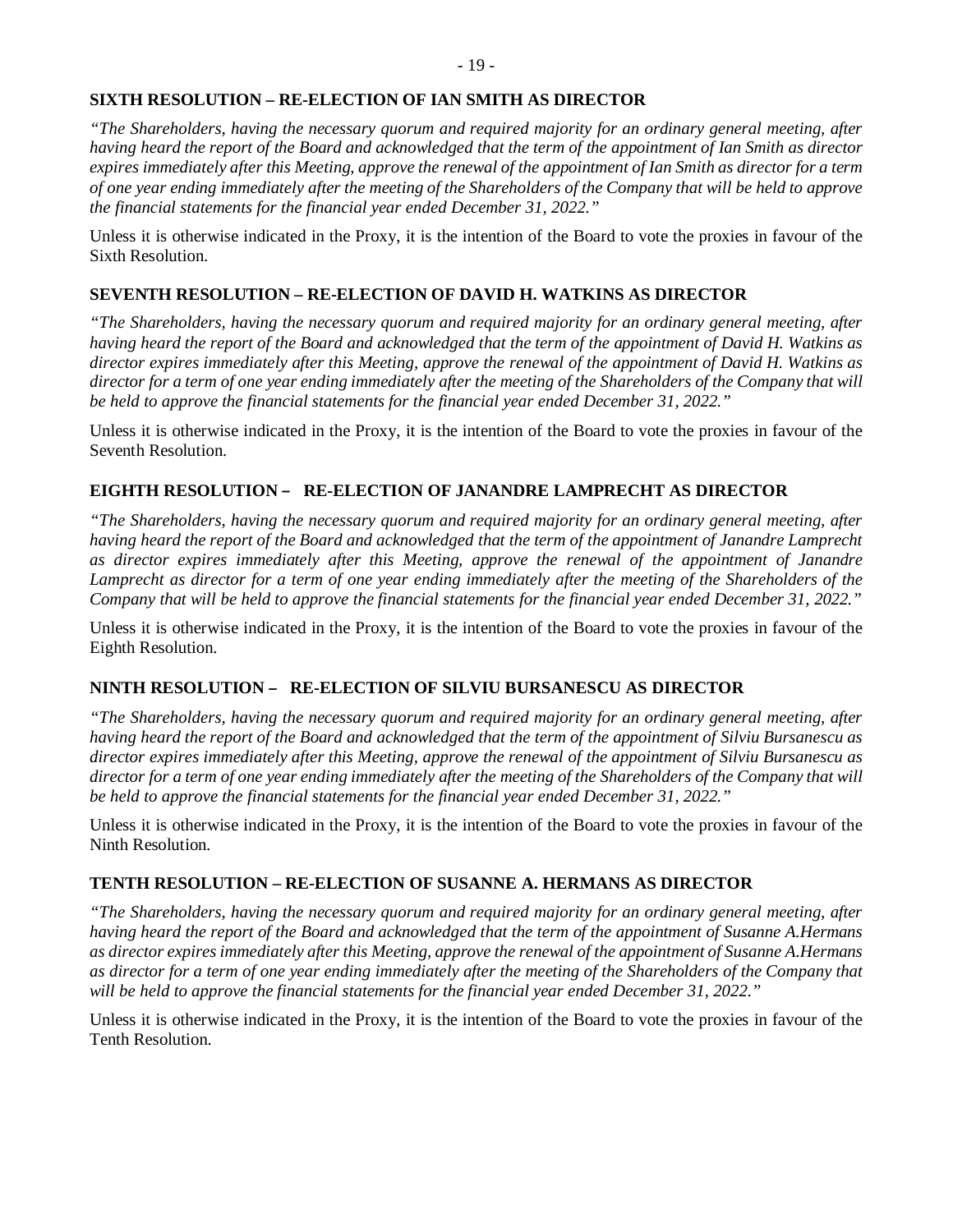**SIXTH RESOLUTION – RE-ELECTION OF IAN SMITH AS DIRECTOR**

*"The Shareholders, having the necessary quorum and required majority for an ordinary general meeting, after having heard the report of the Board and acknowledged that the term of the appointment of Ian Smith as director expires immediately after this Meeting, approve the renewal of the appointment of Ian Smith as director for a term of one year ending immediately after the meeting of the Shareholders of the Company that will be held to approve the financial statements for the financial year ended December 31, 2022."*

Unless it is otherwise indicated in the Proxy, it is the intention of the Board to vote the proxies in favour of the Sixth Resolution.

**SEVENTH RESOLUTION – RE-ELECTION OF DAVID H. WATKINS AS DIRECTOR**

*"The Shareholders, having the necessary quorum and required majority for an ordinary general meeting, after having heard the report of the Board and acknowledged that the term of the appointment of David H. Watkins as director expires immediately after this Meeting, approve the renewal of the appointment of David H. Watkins as director for a term of one year ending immediately after the meeting of the Shareholders of the Company that will be held to approve the financial statements for the financial year ended December 31, 2022."*

Unless it is otherwise indicated in the Proxy, it is the intention of the Board to vote the proxies in favour of the Seventh Resolution.

**EIGHTH RESOLUTION – RE-ELECTION OF JANANDRE LAMPRECHT AS DIRECTOR**

*"The Shareholders, having the necessary quorum and required majority for an ordinary general meeting, after having heard the report of the Board and acknowledged that the term of the appointment of Janandre Lamprecht as director expires immediately after this Meeting, approve the renewal of the appointment of Janandre Lamprecht as director for a term of one year ending immediately after the meeting of the Shareholders of the Company that will be held to approve the financial statements for the financial year ended December 31, 2022."*

Unless it is otherwise indicated in the Proxy, it is the intention of the Board to vote the proxies in favour of the Eighth Resolution.

**NINTH RESOLUTION – RE-ELECTION OF SILVIU BURSANESCU AS DIRECTOR**

*"The Shareholders, having the necessary quorum and required majority for an ordinary general meeting, after having heard the report of the Board and acknowledged that the term of the appointment of Silviu Bursanescu as director expires immediately after this Meeting, approve the renewal of the appointment of Silviu Bursanescu as director for a term of one year ending immediately after the meeting of the Shareholders of the Company that will be held to approve the financial statements for the financial year ended December 31, 2022."*

Unless it is otherwise indicated in the Proxy, it is the intention of the Board to vote the proxies in favour of the Ninth Resolution.

**TENTH RESOLUTION – RE-ELECTION OF SUSANNE A. HERMANS AS DIRECTOR**

*"The Shareholders, having the necessary quorum and required majority for an ordinary general meeting, after having heard the report of the Board and acknowledged that the term of the appointment of Susanne A.Hermans as director expires immediately after this Meeting, approve the renewal of the appointment of Susanne A.Hermans as director for a term of one year ending immediately after the meeting of the Shareholders of the Company that will be held to approve the financial statements for the financial year ended December 31, 2022."*

Unless it is otherwise indicated in the Proxy, it is the intention of the Board to vote the proxies in favour of the Tenth Resolution.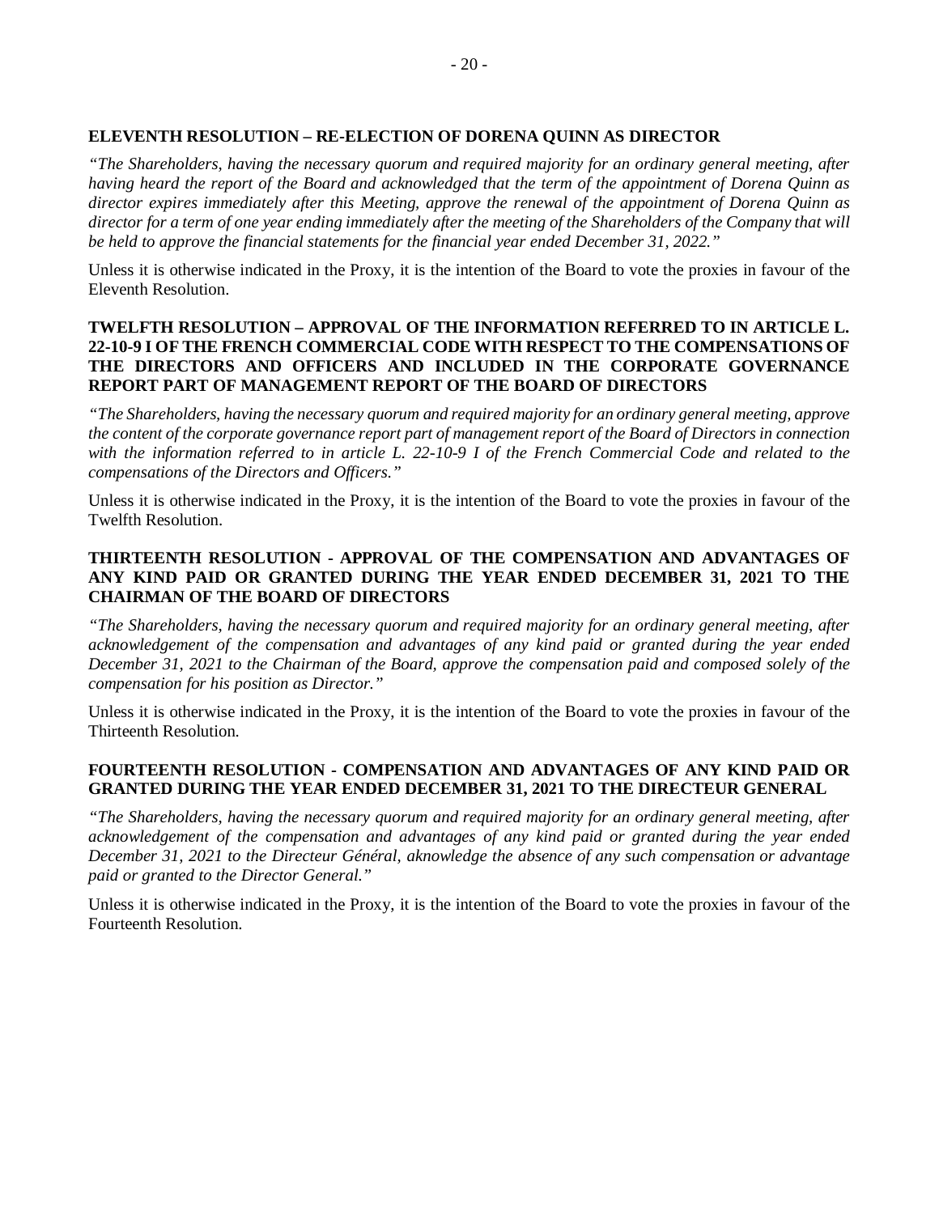**ELEVENTH RESOLUTION – RE-ELECTION OF DORENA QUINN AS DIRECTOR**

*"The Shareholders, having the necessary quorum and required majority for an ordinary general meeting, after having heard the report of the Board and acknowledged that the term of the appointment of Dorena Quinn as director expires immediately after this Meeting, approve the renewal of the appointment of Dorena Quinn as director for a term of one year ending immediately after the meeting of the Shareholders of the Company that will be held to approve the financial statements for the financial year ended December 31, 2022."*

Unless it is otherwise indicated in the Proxy, it is the intention of the Board to vote the proxies in favour of the Eleventh Resolution.

**TWELFTH RESOLUTION – APPROVAL OF THE INFORMATION REFERRED TO IN ARTICLE L. 22-10-9 I OF THE FRENCH COMMERCIAL CODE WITH RESPECT TO THE COMPENSATIONS OF THE DIRECTORS AND OFFICERS AND INCLUDED IN THE CORPORATE GOVERNANCE REPORT PART OF MANAGEMENT REPORT OF THE BOARD OF DIRECTORS**

*"The Shareholders, having the necessary quorum and required majority for an ordinary general meeting, approve the content of the corporate governance report part of management report of the Board of Directors in connection with the information referred to in article L. 22-10-9 I of the French Commercial Code and related to the compensations of the Directors and Officers."*

Unless it is otherwise indicated in the Proxy, it is the intention of the Board to vote the proxies in favour of the Twelfth Resolution.

**THIRTEENTH RESOLUTION - APPROVAL OF THE COMPENSATION AND ADVANTAGES OF ANY KIND PAID OR GRANTED DURING THE YEAR ENDED DECEMBER 31, 2021 TO THE CHAIRMAN OF THE BOARD OF DIRECTORS**

*"The Shareholders, having the necessary quorum and required majority for an ordinary general meeting, after acknowledgement of the compensation and advantages of any kind paid or granted during the year ended December 31, 2021 to the Chairman of the Board, approve the compensation paid and composed solely of the compensation for his position as Director."*

Unless it is otherwise indicated in the Proxy, it is the intention of the Board to vote the proxies in favour of the Thirteenth Resolution.

**FOURTEENTH RESOLUTION - COMPENSATION AND ADVANTAGES OF ANY KIND PAID OR GRANTED DURING THE YEAR ENDED DECEMBER 31, 2021 TO THE DIRECTEUR GENERAL**

*"The Shareholders, having the necessary quorum and required majority for an ordinary general meeting, after acknowledgement of the compensation and advantages of any kind paid or granted during the year ended December 31, 2021 to the Directeur Général, aknowledge the absence of any such compensation or advantage paid or granted to the Director General."*

Unless it is otherwise indicated in the Proxy, it is the intention of the Board to vote the proxies in favour of the Fourteenth Resolution.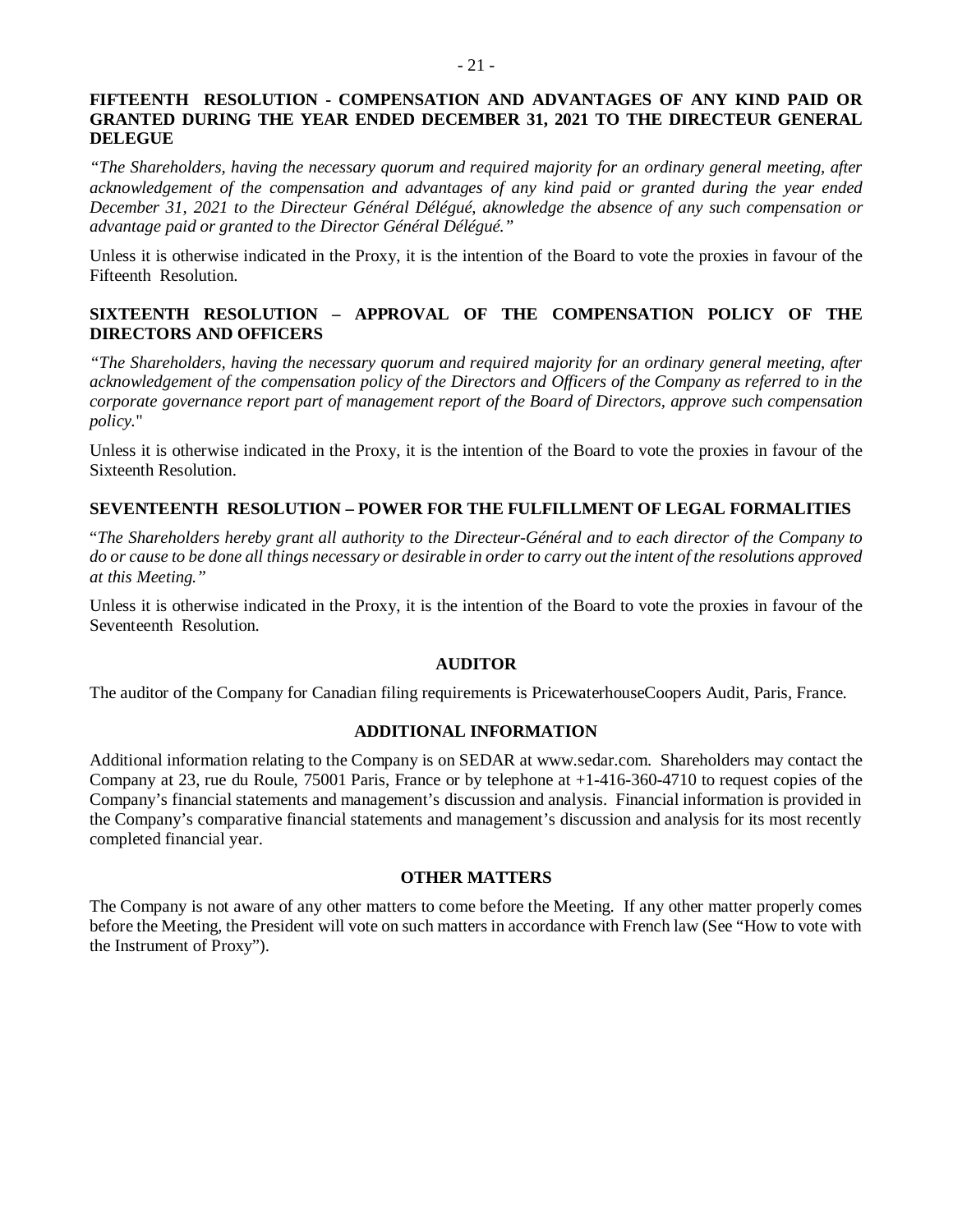### FIFTEENTH RESOLUTION - COMPENSATION AND ADVANTAGES OF ANY KIND PAID OR GRANTED DURING THE YEAR ENDED DECEMBER 31, 2021 TO THE DIRECTEUR GENERAL DELEGUE

*"The Shareholders, having the necessary quorum and required majority for an ordinary general meeting, after acknowledgement of the compensation and advantages of any kind paid or granted during the year ended December 31, 2021 to the Directeur Général Délégué, aknowledge the absence of any such compensation or advantage paid or granted to the Director Général Délégué."*

Unless it is otherwise indicated in the Proxy, it is the intention of the Board to vote the proxies in favour of the Fifteenth Resolution.

### SIXTEENTH RESOLUTION – APPROVAL OF THE COMPENSATION POLICY OF THE DIRECTORS AND OFFICERS

*"The Shareholders, having the necessary quorum and required majority for an ordinary general meeting, after acknowledgement of the compensation policy of the Directors and Officers of the Company as referred to in the corporate governance report part of management report of the Board of Directors, approve such compensation policy."*

Unless it is otherwise indicated in the Proxy, it is the intention of the Board to vote the proxies in favour of the Sixteenth Resolution.

### SEVENTEENTH RESOLUTION – POWER FOR THE FULFILLMENT OF LEGAL FORMALITIES

*"The Shareholders hereby grant all authority to the Directeur-Général and to each director of the Company to do or cause to be done all things necessary or desirable in order to carry out the intent of the resolutions approved at this Meeting."*

Unless it is otherwise indicated in the Proxy, it is the intention of the Board to vote the proxies in favour of the Seventeenth Resolution.

## AUDITOR

The auditor of the Company for Canadian filing requirements is PricewaterhouseCoopers Audit, Paris, France.

## ADDITIONAL INFORMATION

Additional information relating to the Company is on SEDAR at www.sedar.com. Shareholders may contact the Company at 23, rue du Roule, 75001 Paris, France or by telephone at +1-416-360-4710 to request copies of the Company's financial statements and management's discussion and analysis. Financial information is provided in the Company's comparative financial statements and management's discussion and analysis for its most recently completed financial year.

## OTHER MATTERS

The Company is not aware of any other matters to come before the Meeting. If any other matter properly comes before the Meeting, the President will vote on such matters in accordance with French law (See "How to vote with the Instrument of Proxy").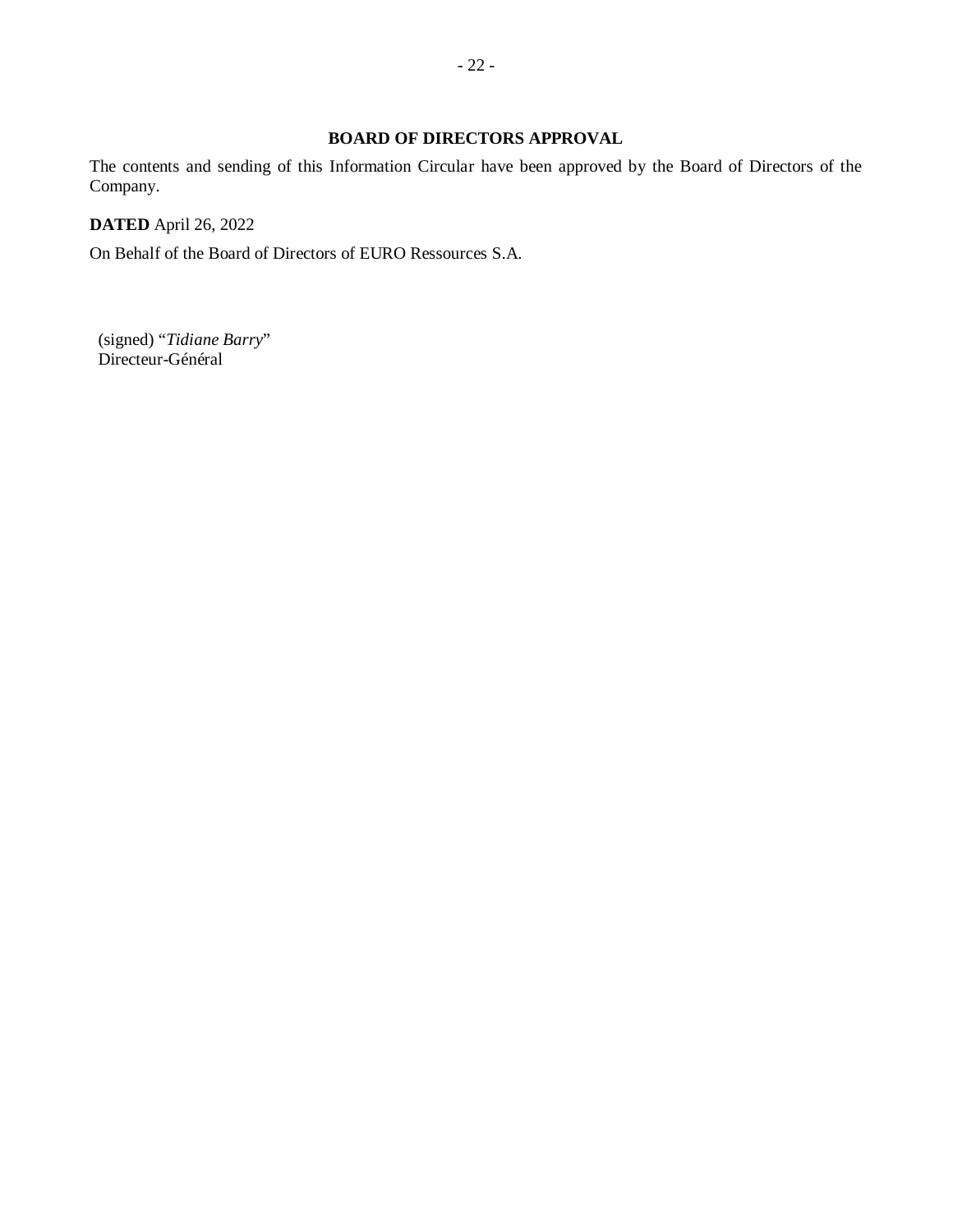## BOARD OF DIRECTORS APPROVAL

The contents and sending of this Information Circular have been approved by the Board of Directors of the Company.

**DATED** April 26, 2022

On Behalf of the Board of Directors of EURO Ressources S.A.

(signed) "*Tidiane Barry*"
Directeur-Général